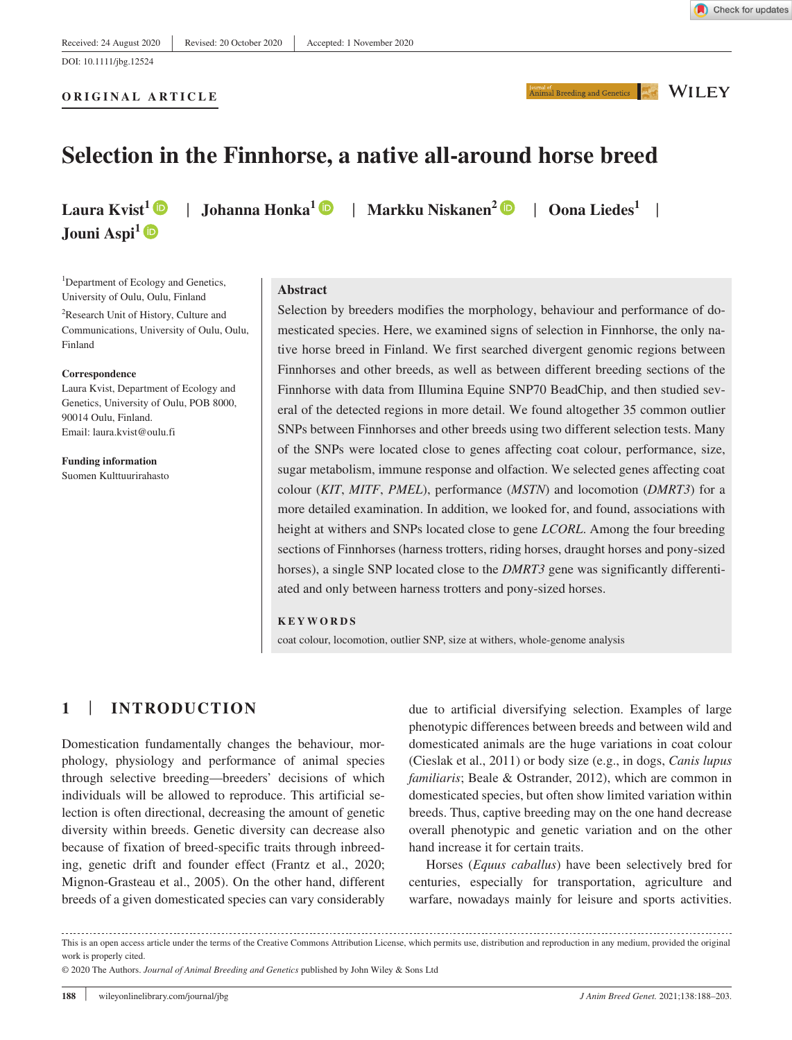Received: 24 August 2020 | Revised: 20 October 2020 | Accepted: 1 November 2020

DOI: 10.1111/jbg.12524

ORIGINAL ARTICLE

# Selection in the Finnhorse, a native all-around horse breed

**Laura Kvist**[1] | **Johanna Honka**[1] | **Markku Niskanen**[2] | **Oona Liedes**[1] | **Jouni Aspi**[1]

[1]Department of Ecology and Genetics, University of Oulu, Oulu, Finland

[2]Research Unit of History, Culture and Communications, University of Oulu, Oulu, Finland

**Correspondence**
Laura Kvist, Department of Ecology and Genetics, University of Oulu, POB 8000, 90014 Oulu, Finland.
Email: laura.kvist@oulu.fi

**Funding information**
Suomen Kulttuurirahasto

## Abstract

Selection by breeders modifies the morphology, behaviour and performance of domesticated species. Here, we examined signs of selection in Finnhorse, the only native horse breed in Finland. We first searched divergent genomic regions between Finnhorses and other breeds, as well as between different breeding sections of the Finnhorse with data from Illumina Equine SNP70 BeadChip, and then studied several of the detected regions in more detail. We found altogether 35 common outlier SNPs between Finnhorses and other breeds using two different selection tests. Many of the SNPs were located close to genes affecting coat colour, performance, size, sugar metabolism, immune response and olfaction. We selected genes affecting coat colour (*KIT*, *MITF*, *PMEL*), performance (*MSTN*) and locomotion (*DMRT3*) for a more detailed examination. In addition, we looked for, and found, associations with height at withers and SNPs located close to gene *LCORL*. Among the four breeding sections of Finnhorses (harness trotters, riding horses, draught horses and pony-sized horses), a single SNP located close to the *DMRT3* gene was significantly differentiated and only between harness trotters and pony-sized horses.

**KEYWORDS**

coat colour, locomotion, outlier SNP, size at withers, whole-genome analysis

## 1 | INTRODUCTION

Domestication fundamentally changes the behaviour, morphology, physiology and performance of animal species through selective breeding—breeders' decisions of which individuals will be allowed to reproduce. This artificial selection is often directional, decreasing the amount of genetic diversity within breeds. Genetic diversity can decrease also because of fixation of breed-specific traits through inbreeding, genetic drift and founder effect (Frantz et al., 2020; Mignon-Grasteau et al., 2005). On the other hand, different breeds of a given domesticated species can vary considerably due to artificial diversifying selection. Examples of large phenotypic differences between breeds and between wild and domesticated animals are the huge variations in coat colour (Cieslak et al., 2011) or body size (e.g., in dogs, *Canis lupus familiaris*; Beale & Ostrander, 2012), which are common in domesticated species, but often show limited variation within breeds. Thus, captive breeding may on the one hand decrease overall phenotypic and genetic variation and on the other hand increase it for certain traits.

Horses (*Equus caballus*) have been selectively bred for centuries, especially for transportation, agriculture and warfare, nowadays mainly for leisure and sports activities.

This is an open access article under the terms of the Creative Commons Attribution License, which permits use, distribution and reproduction in any medium, provided the original work is properly cited.

© 2020 The Authors. *Journal of Animal Breeding and Genetics* published by John Wiley & Sons Ltd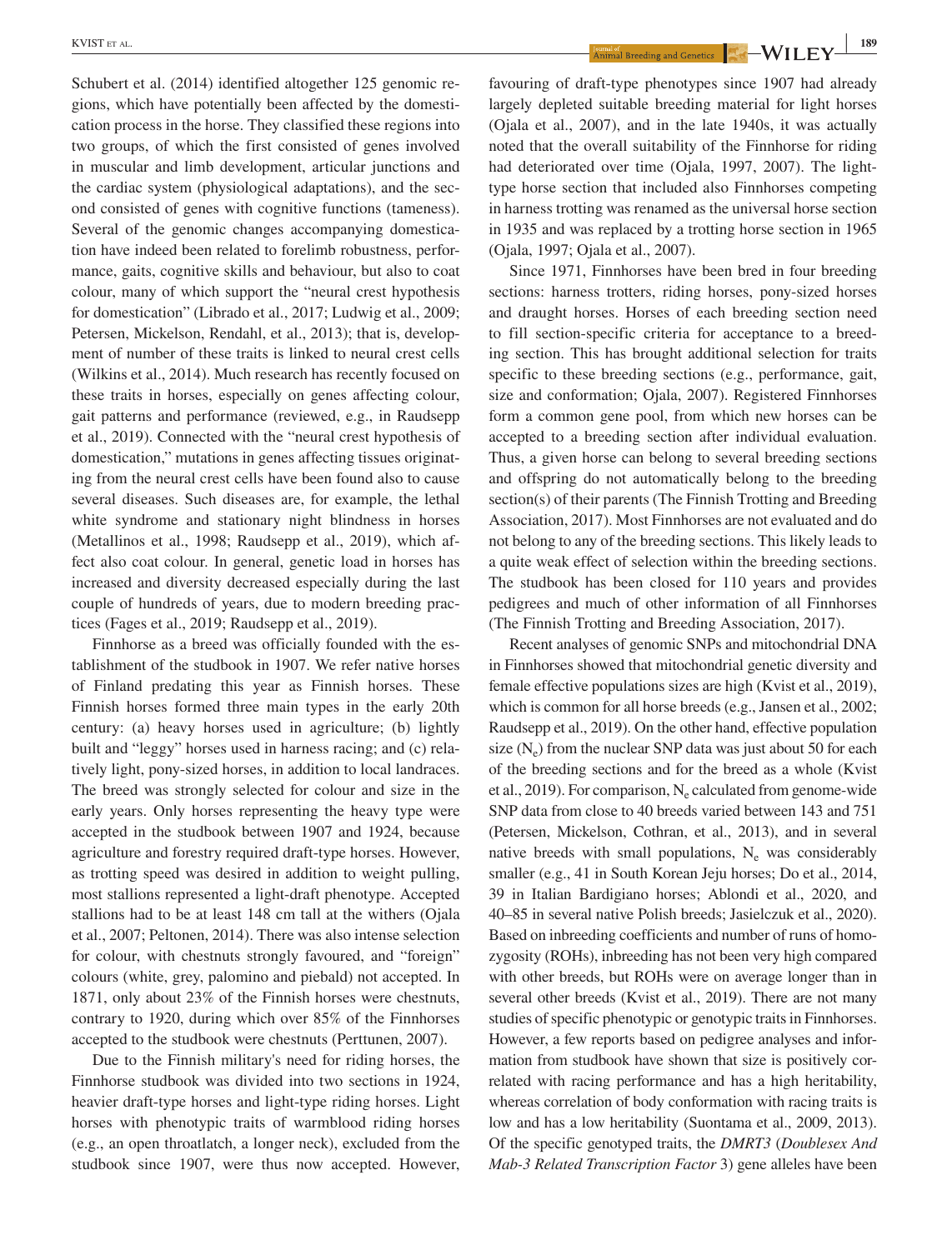Schubert et al. (2014) identified altogether 125 genomic regions, which have potentially been affected by the domestication process in the horse. They classified these regions into two groups, of which the first consisted of genes involved in muscular and limb development, articular junctions and the cardiac system (physiological adaptations), and the second consisted of genes with cognitive functions (tameness). Several of the genomic changes accompanying domestication have indeed been related to forelimb robustness, performance, gaits, cognitive skills and behaviour, but also to coat colour, many of which support the "neural crest hypothesis for domestication" (Librado et al., 2017; Ludwig et al., 2009; Petersen, Mickelson, Rendahl, et al., 2013); that is, development of number of these traits is linked to neural crest cells (Wilkins et al., 2014). Much research has recently focused on these traits in horses, especially on genes affecting colour, gait patterns and performance (reviewed, e.g., in Raudsepp et al., 2019). Connected with the "neural crest hypothesis of domestication," mutations in genes affecting tissues originating from the neural crest cells have been found also to cause several diseases. Such diseases are, for example, the lethal white syndrome and stationary night blindness in horses (Metallinos et al., 1998; Raudsepp et al., 2019), which affect also coat colour. In general, genetic load in horses has increased and diversity decreased especially during the last couple of hundreds of years, due to modern breeding practices (Fages et al., 2019; Raudsepp et al., 2019).

Finnhorse as a breed was officially founded with the establishment of the studbook in 1907. We refer native horses of Finland predating this year as Finnish horses. These Finnish horses formed three main types in the early 20th century: (a) heavy horses used in agriculture; (b) lightly built and "leggy" horses used in harness racing; and (c) relatively light, pony-sized horses, in addition to local landraces. The breed was strongly selected for colour and size in the early years. Only horses representing the heavy type were accepted in the studbook between 1907 and 1924, because agriculture and forestry required draft-type horses. However, as trotting speed was desired in addition to weight pulling, most stallions represented a light-draft phenotype. Accepted stallions had to be at least 148 cm tall at the withers (Ojala et al., 2007; Peltonen, 2014). There was also intense selection for colour, with chestnuts strongly favoured, and "foreign" colours (white, grey, palomino and piebald) not accepted. In 1871, only about 23% of the Finnish horses were chestnuts, contrary to 1920, during which over 85% of the Finnhorses accepted to the studbook were chestnuts (Perttunen, 2007).

Due to the Finnish military's need for riding horses, the Finnhorse studbook was divided into two sections in 1924, heavier draft-type horses and light-type riding horses. Light horses with phenotypic traits of warmblood riding horses (e.g., an open throatlatch, a longer neck), excluded from the studbook since 1907, were thus now accepted. However, favouring of draft-type phenotypes since 1907 had already largely depleted suitable breeding material for light horses (Ojala et al., 2007), and in the late 1940s, it was actually noted that the overall suitability of the Finnhorse for riding had deteriorated over time (Ojala, 1997, 2007). The light-type horse section that included also Finnhorses competing in harness trotting was renamed as the universal horse section in 1935 and was replaced by a trotting horse section in 1965 (Ojala, 1997; Ojala et al., 2007).

Since 1971, Finnhorses have been bred in four breeding sections: harness trotters, riding horses, pony-sized horses and draught horses. Horses of each breeding section need to fill section-specific criteria for acceptance to a breeding section. This has brought additional selection for traits specific to these breeding sections (e.g., performance, gait, size and conformation; Ojala, 2007). Registered Finnhorses form a common gene pool, from which new horses can be accepted to a breeding section after individual evaluation. Thus, a given horse can belong to several breeding sections and offspring do not automatically belong to the breeding section(s) of their parents (The Finnish Trotting and Breeding Association, 2017). Most Finnhorses are not evaluated and do not belong to any of the breeding sections. This likely leads to a quite weak effect of selection within the breeding sections. The studbook has been closed for 110 years and provides pedigrees and much of other information of all Finnhorses (The Finnish Trotting and Breeding Association, 2017).

Recent analyses of genomic SNPs and mitochondrial DNA in Finnhorses showed that mitochondrial genetic diversity and female effective populations sizes are high (Kvist et al., 2019), which is common for all horse breeds (e.g., Jansen et al., 2002; Raudsepp et al., 2019). On the other hand, effective population size ($N_e$) from the nuclear SNP data was just about 50 for each of the breeding sections and for the breed as a whole (Kvist et al., 2019). For comparison, $N_e$ calculated from genome-wide SNP data from close to 40 breeds varied between 143 and 751 (Petersen, Mickelson, Cothran, et al., 2013), and in several native breeds with small populations, $N_e$ was considerably smaller (e.g., 41 in South Korean Jeju horses; Do et al., 2014, 39 in Italian Bardigiano horses; Ablondi et al., 2020, and 40–85 in several native Polish breeds; Jasielczuk et al., 2020). Based on inbreeding coefficients and number of runs of homozygosity (ROHs), inbreeding has not been very high compared with other breeds, but ROHs were on average longer than in several other breeds (Kvist et al., 2019). There are not many studies of specific phenotypic or genotypic traits in Finnhorses. However, a few reports based on pedigree analyses and information from studbook have shown that size is positively correlated with racing performance and has a high heritability, whereas correlation of body conformation with racing traits is low and has a low heritability (Suontama et al., 2009, 2013). Of the specific genotyped traits, the *DMRT3* (*Doublesex And Mab-3 Related Transcription Factor* 3) gene alleles have been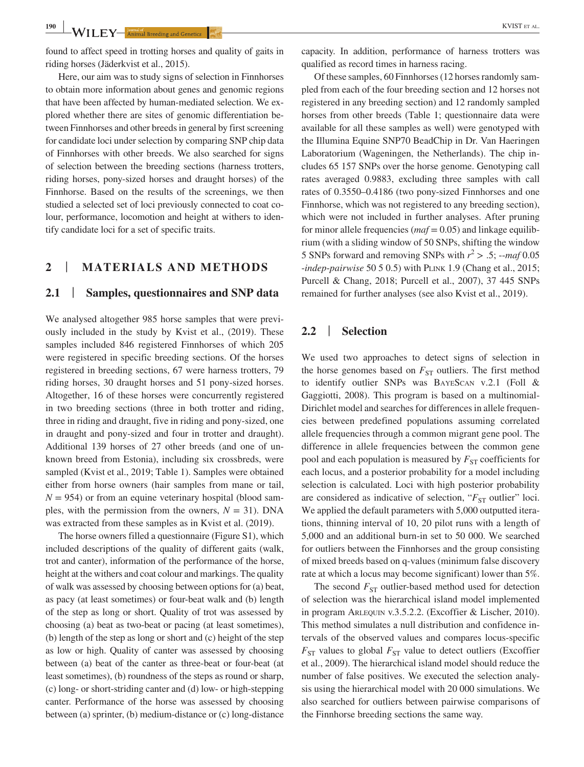found to affect speed in trotting horses and quality of gaits in riding horses (Jäderkvist et al., 2015).

Here, our aim was to study signs of selection in Finnhorses to obtain more information about genes and genomic regions that have been affected by human-mediated selection. We explored whether there are sites of genomic differentiation between Finnhorses and other breeds in general by first screening for candidate loci under selection by comparing SNP chip data of Finnhorses with other breeds. We also searched for signs of selection between the breeding sections (harness trotters, riding horses, pony-sized horses and draught horses) of the Finnhorse. Based on the results of the screenings, we then studied a selected set of loci previously connected to coat colour, performance, locomotion and height at withers to identify candidate loci for a set of specific traits.

## 2 | MATERIALS AND METHODS

### 2.1 | Samples, questionnaires and SNP data

We analysed altogether 985 horse samples that were previously included in the study by Kvist et al., (2019). These samples included 846 registered Finnhorses of which 205 were registered in specific breeding sections. Of the horses registered in breeding sections, 67 were harness trotters, 79 riding horses, 30 draught horses and 51 pony-sized horses. Altogether, 16 of these horses were concurrently registered in two breeding sections (three in both trotter and riding, three in riding and draught, five in riding and pony-sized, one in draught and pony-sized and four in trotter and draught). Additional 139 horses of 27 other breeds (and one of unknown breed from Estonia), including six crossbreds, were sampled (Kvist et al., 2019; Table 1). Samples were obtained either from horse owners (hair samples from mane or tail, $N$ = 954) or from an equine veterinary hospital (blood samples, with the permission from the owners, $N$ = 31). DNA was extracted from these samples as in Kvist et al. (2019).

The horse owners filled a questionnaire (Figure S1), which included descriptions of the quality of different gaits (walk, trot and canter), information of the performance of the horse, height at the withers and coat colour and markings. The quality of walk was assessed by choosing between options for (a) beat, as pacy (at least sometimes) or four-beat walk and (b) length of the step as long or short. Quality of trot was assessed by choosing (a) beat as two-beat or pacing (at least sometimes), (b) length of the step as long or short and (c) height of the step as low or high. Quality of canter was assessed by choosing between (a) beat of the canter as three-beat or four-beat (at least sometimes), (b) roundness of the steps as round or sharp, (c) long- or short-striding canter and (d) low- or high-stepping canter. Performance of the horse was assessed by choosing between (a) sprinter, (b) medium-distance or (c) long-distance capacity. In addition, performance of harness trotters was qualified as record times in harness racing.

Of these samples, 60 Finnhorses (12 horses randomly sampled from each of the four breeding section and 12 horses not registered in any breeding section) and 12 randomly sampled horses from other breeds (Table 1; questionnaire data were available for all these samples as well) were genotyped with the Illumina Equine SNP70 BeadChip in Dr. Van Haeringen Laboratorium (Wageningen, the Netherlands). The chip includes 65 157 SNPs over the horse genome. Genotyping call rates averaged 0.9883, excluding three samples with call rates of 0.3550–0.4186 (two pony-sized Finnhorses and one Finnhorse, which was not registered to any breeding section), which were not included in further analyses. After pruning for minor allele frequencies (*maf* = 0.05) and linkage equilibrium (with a sliding window of 50 SNPs, shifting the window 5 SNPs forward and removing SNPs with $r^2 > .5$; *--maf* 0.05 *-indep-pairwise* 50 5 0.5) with PLINK 1.9 (Chang et al., 2015; Purcell & Chang, 2018; Purcell et al., 2007), 37 445 SNPs remained for further analyses (see also Kvist et al., 2019).

### 2.2 | Selection

We used two approaches to detect signs of selection in the horse genomes based on $F_{ST}$ outliers. The first method to identify outlier SNPs was BAYESCAN v.2.1 (Foll & Gaggiotti, 2008). This program is based on a multinomial-Dirichlet model and searches for differences in allele frequencies between predefined populations assuming correlated allele frequencies through a common migrant gene pool. The difference in allele frequencies between the common gene pool and each population is measured by $F_{ST}$ coefficients for each locus, and a posterior probability for a model including selection is calculated. Loci with high posterior probability are considered as indicative of selection, "$F_{ST}$ outlier" loci. We applied the default parameters with 5,000 outputted iterations, thinning interval of 10, 20 pilot runs with a length of 5,000 and an additional burn-in set to 50 000. We searched for outliers between the Finnhorses and the group consisting of mixed breeds based on q-values (minimum false discovery rate at which a locus may become significant) lower than 5%.

The second $F_{ST}$ outlier-based method used for detection of selection was the hierarchical island model implemented in program ARLEQUIN v.3.5.2.2. (Excoffier & Lischer, 2010). This method simulates a null distribution and confidence intervals of the observed values and compares locus-specific $F_{ST}$ values to global $F_{ST}$ value to detect outliers (Excoffier et al., 2009). The hierarchical island model should reduce the number of false positives. We executed the selection analysis using the hierarchical model with 20 000 simulations. We also searched for outliers between pairwise comparisons of the Finnhorse breeding sections the same way.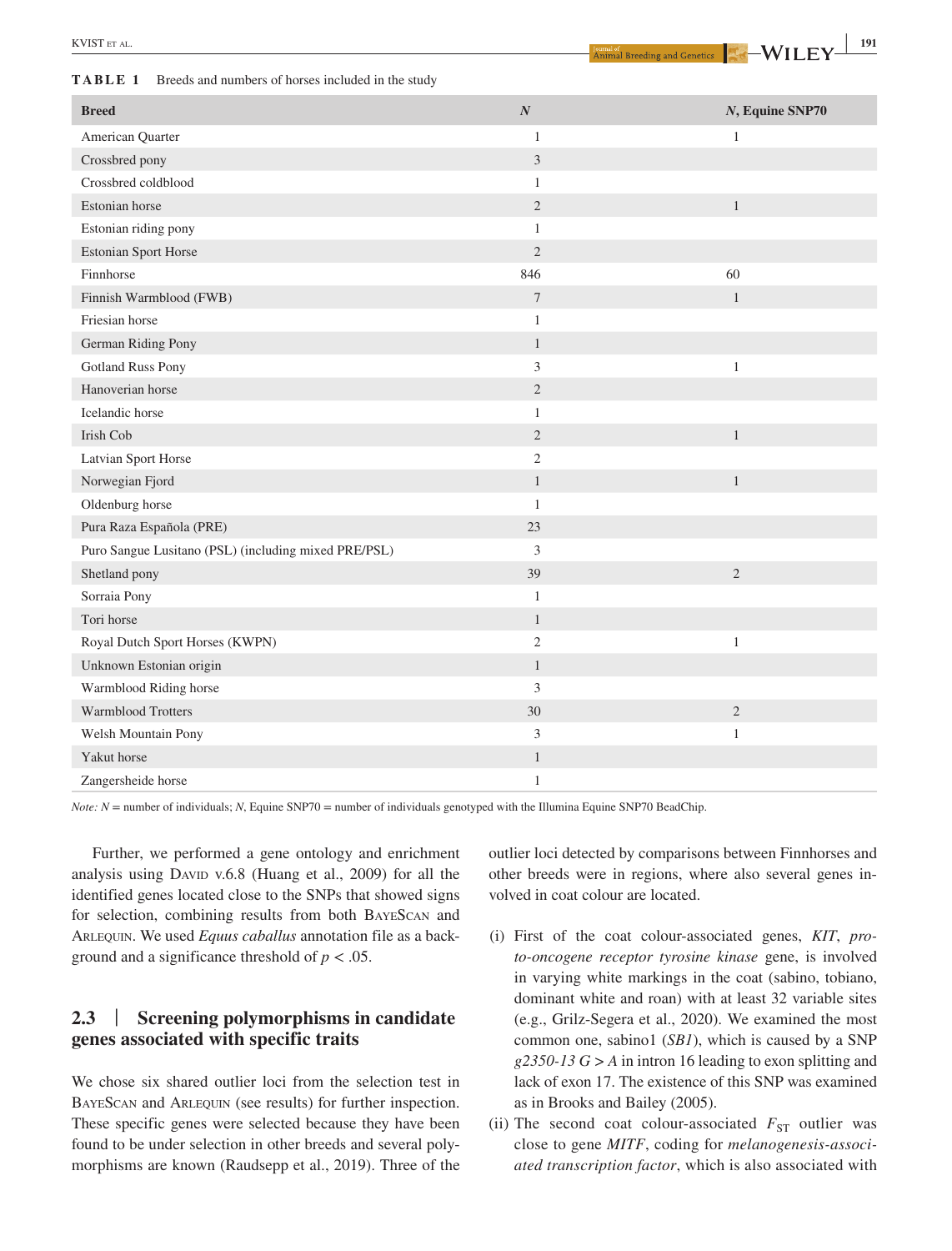**TABLE 1** Breeds and numbers of horses included in the study

| Breed | N | N, Equine SNP70 |
|---|---|---|
| American Quarter | 1 | 1 |
| Crossbred pony | 3 | |
| Crossbred coldblood | 1 | |
| Estonian horse | 2 | 1 |
| Estonian riding pony | 1 | |
| Estonian Sport Horse | 2 | |
| Finnhorse | 846 | 60 |
| Finnish Warmblood (FWB) | 7 | 1 |
| Friesian horse | 1 | |
| German Riding Pony | 1 | |
| Gotland Russ Pony | 3 | 1 |
| Hanoverian horse | 2 | |
| Icelandic horse | 1 | |
| Irish Cob | 2 | 1 |
| Latvian Sport Horse | 2 | |
| Norwegian Fjord | 1 | 1 |
| Oldenburg horse | 1 | |
| Pura Raza Española (PRE) | 23 | |
| Puro Sangue Lusitano (PSL) (including mixed PRE/PSL) | 3 | |
| Shetland pony | 39 | 2 |
| Sorraia Pony | 1 | |
| Tori horse | 1 | |
| Royal Dutch Sport Horses (KWPN) | 2 | 1 |
| Unknown Estonian origin | 1 | |
| Warmblood Riding horse | 3 | |
| Warmblood Trotters | 30 | 2 |
| Welsh Mountain Pony | 3 | 1 |
| Yakut horse | 1 | |
| Zangersheide horse | 1 | |

*Note: N* = number of individuals; *N*, Equine SNP70 = number of individuals genotyped with the Illumina Equine SNP70 BeadChip.

Further, we performed a gene ontology and enrichment analysis using DAVID v.6.8 (Huang et al., 2009) for all the identified genes located close to the SNPs that showed signs for selection, combining results from both BAYESCAN and ARLEQUIN. We used *Equus caballus* annotation file as a background and a significance threshold of $p < .05$.

## 2.3 | Screening polymorphisms in candidate genes associated with specific traits

We chose six shared outlier loci from the selection test in BAYESCAN and ARLEQUIN (see results) for further inspection. These specific genes were selected because they have been found to be under selection in other breeds and several polymorphisms are known (Raudsepp et al., 2019). Three of the outlier loci detected by comparisons between Finnhorses and other breeds were in regions, where also several genes involved in coat colour are located.

(i) First of the coat colour-associated genes, *KIT*, *proto-oncogene receptor tyrosine kinase* gene, is involved in varying white markings in the coat (sabino, tobiano, dominant white and roan) with at least 32 variable sites (e.g., Grilz-Segera et al., 2020). We examined the most common one, sabino1 (*SB1*), which is caused by a SNP *g2350-13 G > A* in intron 16 leading to exon splitting and lack of exon 17. The existence of this SNP was examined as in Brooks and Bailey (2005).

(ii) The second coat colour-associated $F_{ST}$ outlier was close to gene *MITF*, coding for *melanogenesis-associated transcription factor*, which is also associated with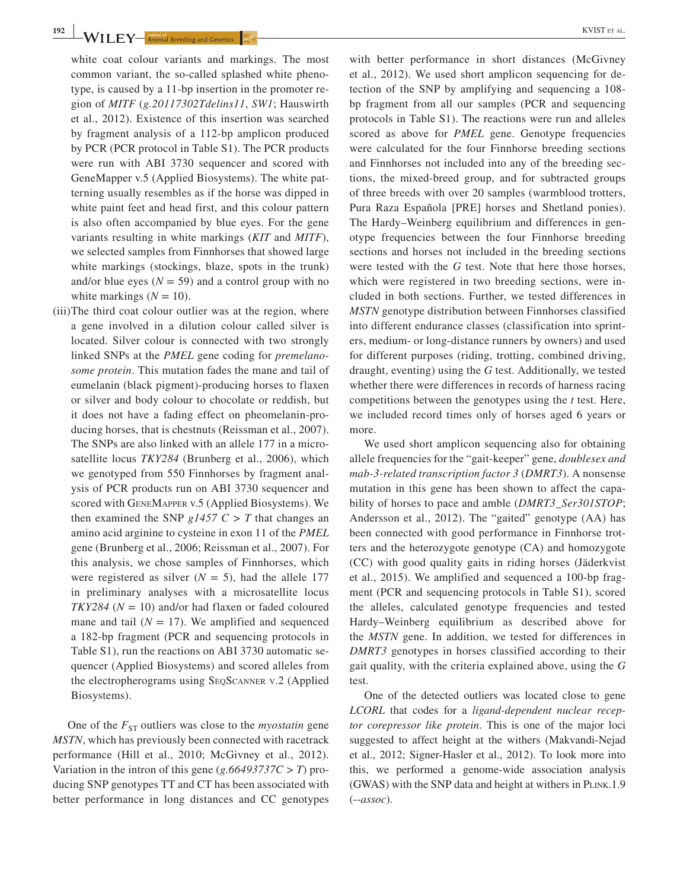white coat colour variants and markings. The most common variant, the so-called splashed white phenotype, is caused by a 11-bp insertion in the promoter region of *MITF* (*g.20117302Tdelins11*, *SW1*; Hauswirth et al., 2012). Existence of this insertion was searched by fragment analysis of a 112-bp amplicon produced by PCR (PCR protocol in Table S1). The PCR products were run with ABI 3730 sequencer and scored with GeneMapper v.5 (Applied Biosystems). The white patterning usually resembles as if the horse was dipped in white paint feet and head first, and this colour pattern is also often accompanied by blue eyes. For the gene variants resulting in white markings (*KIT* and *MITF*), we selected samples from Finnhorses that showed large white markings (stockings, blaze, spots in the trunk) and/or blue eyes ($N = 59$) and a control group with no white markings ($N = 10$).

(iii) The third coat colour outlier was at the region, where a gene involved in a dilution colour called silver is located. Silver colour is connected with two strongly linked SNPs at the *PMEL* gene coding for *premelanosome protein*. This mutation fades the mane and tail of eumelanin (black pigment)-producing horses to flaxen or silver and body colour to chocolate or reddish, but it does not have a fading effect on pheomelanin-producing horses, that is chestnuts (Reissman et al., 2007). The SNPs are also linked with an allele 177 in a microsatellite locus *TKY284* (Brunberg et al., 2006), which we genotyped from 550 Finnhorses by fragment analysis of PCR products run on ABI 3730 sequencer and scored with GeneMapper v.5 (Applied Biosystems). We then examined the SNP *g1457 C > T* that changes an amino acid arginine to cysteine in exon 11 of the *PMEL* gene (Brunberg et al., 2006; Reissman et al., 2007). For this analysis, we chose samples of Finnhorses, which were registered as silver ($N = 5$), had the allele 177 in preliminary analyses with a microsatellite locus *TKY284* ($N = 10$) and/or had flaxen or faded coloured mane and tail ($N = 17$). We amplified and sequenced a 182-bp fragment (PCR and sequencing protocols in Table S1), run the reactions on ABI 3730 automatic sequencer (Applied Biosystems) and scored alleles from the electropherograms using SeqScanner v.2 (Applied Biosystems).

One of the $F_{ST}$ outliers was close to the *myostatin* gene *MSTN*, which has previously been connected with racetrack performance (Hill et al., 2010; McGivney et al., 2012). Variation in the intron of this gene (*g.66493737C > T*) producing SNP genotypes TT and CT has been associated with better performance in long distances and CC genotypes with better performance in short distances (McGivney et al., 2012). We used short amplicon sequencing for detection of the SNP by amplifying and sequencing a 108-bp fragment from all our samples (PCR and sequencing protocols in Table S1). The reactions were run and alleles scored as above for *PMEL* gene. Genotype frequencies were calculated for the four Finnhorse breeding sections and Finnhorses not included into any of the breeding sections, the mixed-breed group, and for subtracted groups of three breeds with over 20 samples (warmblood trotters, Pura Raza Española [PRE] horses and Shetland ponies). The Hardy–Weinberg equilibrium and differences in genotype frequencies between the four Finnhorse breeding sections and horses not included in the breeding sections were tested with the *G* test. Note that here those horses, which were registered in two breeding sections, were included in both sections. Further, we tested differences in *MSTN* genotype distribution between Finnhorses classified into different endurance classes (classification into sprinters, medium- or long-distance runners by owners) and used for different purposes (riding, trotting, combined driving, draught, eventing) using the *G* test. Additionally, we tested whether there were differences in records of harness racing competitions between the genotypes using the *t* test. Here, we included record times only of horses aged 6 years or more.

We used short amplicon sequencing also for obtaining allele frequencies for the "gait-keeper" gene, *doublesex and mab-3-related transcription factor 3* (*DMRT3*). A nonsense mutation in this gene has been shown to affect the capability of horses to pace and amble (*DMRT3_Ser301STOP*; Andersson et al., 2012). The "gaited" genotype (AA) has been connected with good performance in Finnhorse trotters and the heterozygote genotype (CA) and homozygote (CC) with good quality gaits in riding horses (Jäderkvist et al., 2015). We amplified and sequenced a 100-bp fragment (PCR and sequencing protocols in Table S1), scored the alleles, calculated genotype frequencies and tested Hardy–Weinberg equilibrium as described above for the *MSTN* gene. In addition, we tested for differences in *DMRT3* genotypes in horses classified according to their gait quality, with the criteria explained above, using the *G* test.

One of the detected outliers was located close to gene *LCORL* that codes for a *ligand-dependent nuclear receptor corepressor like protein*. This is one of the major loci suggested to affect height at the withers (Makvandi-Nejad et al., 2012; Signer-Hasler et al., 2012). To look more into this, we performed a genome-wide association analysis (GWAS) with the SNP data and height at withers in Plink.1.9 (*--assoc*).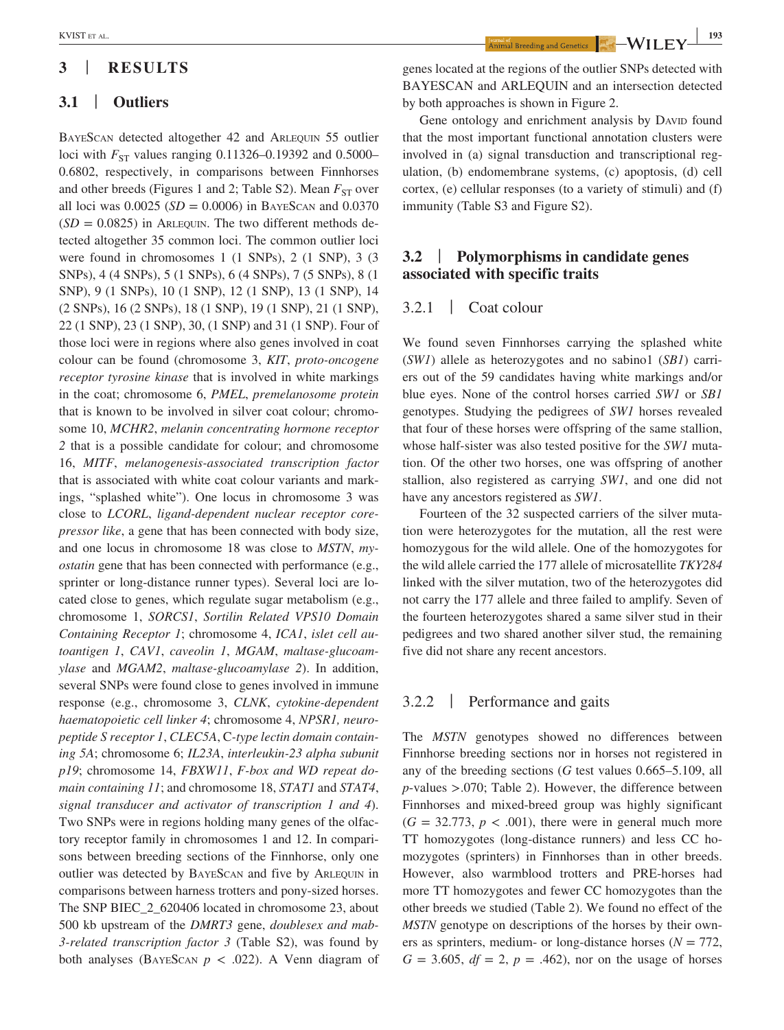## 3 | RESULTS

### 3.1 | Outliers

BayeScan detected altogether 42 and Arlequin 55 outlier loci with $F_{ST}$ values ranging 0.11326–0.19392 and 0.5000–0.6802, respectively, in comparisons between Finnhorses and other breeds (Figures 1 and 2; Table S2). Mean $F_{ST}$ over all loci was 0.0025 ($SD = 0.0006$) in BayeScan and 0.0370 ($SD = 0.0825$) in Arlequin. The two different methods detected altogether 35 common loci. The common outlier loci were found in chromosomes 1 (1 SNPs), 2 (1 SNP), 3 (3 SNPs), 4 (4 SNPs), 5 (1 SNPs), 6 (4 SNPs), 7 (5 SNPs), 8 (1 SNP), 9 (1 SNPs), 10 (1 SNP), 12 (1 SNP), 13 (1 SNP), 14 (2 SNPs), 16 (2 SNPs), 18 (1 SNP), 19 (1 SNP), 21 (1 SNP), 22 (1 SNP), 23 (1 SNP), 30, (1 SNP) and 31 (1 SNP). Four of those loci were in regions where also genes involved in coat colour can be found (chromosome 3, *KIT*, *proto-oncogene receptor tyrosine kinase* that is involved in white markings in the coat; chromosome 6, *PMEL*, *premelanosome protein* that is known to be involved in silver coat colour; chromosome 10, *MCHR2*, *melanin concentrating hormone receptor 2* that is a possible candidate for colour; and chromosome 16, *MITF*, *melanogenesis-associated transcription factor* that is associated with white coat colour variants and markings, "splashed white"). One locus in chromosome 3 was close to *LCORL*, *ligand-dependent nuclear receptor corepressor like*, a gene that has been connected with body size, and one locus in chromosome 18 was close to *MSTN*, *myostatin* gene that has been connected with performance (e.g., sprinter or long-distance runner types). Several loci are located close to genes, which regulate sugar metabolism (e.g., chromosome 1, *SORCS1*, *Sortilin Related VPS10 Domain Containing Receptor 1*; chromosome 4, *ICA1*, *islet cell autoantigen 1*, *CAV1*, *caveolin 1*, *MGAM*, *maltase-glucoamylase* and *MGAM2*, *maltase-glucoamylase 2*). In addition, several SNPs were found close to genes involved in immune response (e.g., chromosome 3, *CLNK*, *cytokine-dependent haematopoietic cell linker 4*; chromosome 4, *NPSR1, neuropeptide S receptor 1*, *CLEC5A*, C*-type lectin domain containing 5A*; chromosome 6; *IL23A*, *interleukin-23 alpha subunit p19*; chromosome 14, *FBXW11*, *F-box and WD repeat domain containing 11*; and chromosome 18, *STAT1* and *STAT4*, *signal transducer and activator of transcription 1 and 4*). Two SNPs were in regions holding many genes of the olfactory receptor family in chromosomes 1 and 12. In comparisons between breeding sections of the Finnhorse, only one outlier was detected by BayeScan and five by Arlequin in comparisons between harness trotters and pony-sized horses. The SNP BIEC_2_620406 located in chromosome 23, about 500 kb upstream of the *DMRT3* gene, *doublesex and mab-3-related transcription factor 3* (Table S2), was found by both analyses (BayeScan $p < .022$). A Venn diagram of genes located at the regions of the outlier SNPs detected with BAYESCAN and ARLEQUIN and an intersection detected by both approaches is shown in Figure 2.

Gene ontology and enrichment analysis by David found that the most important functional annotation clusters were involved in (a) signal transduction and transcriptional regulation, (b) endomembrane systems, (c) apoptosis, (d) cell cortex, (e) cellular responses (to a variety of stimuli) and (f) immunity (Table S3 and Figure S2).

### 3.2 | Polymorphisms in candidate genes associated with specific traits

#### 3.2.1 | Coat colour

We found seven Finnhorses carrying the splashed white (*SW1*) allele as heterozygotes and no sabino1 (*SB1*) carriers out of the 59 candidates having white markings and/or blue eyes. None of the control horses carried *SW1* or *SB1* genotypes. Studying the pedigrees of *SW1* horses revealed that four of these horses were offspring of the same stallion, whose half-sister was also tested positive for the *SW1* mutation. Of the other two horses, one was offspring of another stallion, also registered as carrying *SW1*, and one did not have any ancestors registered as *SW1*.

Fourteen of the 32 suspected carriers of the silver mutation were heterozygotes for the mutation, all the rest were homozygous for the wild allele. One of the homozygotes for the wild allele carried the 177 allele of microsatellite *TKY284* linked with the silver mutation, two of the heterozygotes did not carry the 177 allele and three failed to amplify. Seven of the fourteen heterozygotes shared a same silver stud in their pedigrees and two shared another silver stud, the remaining five did not share any recent ancestors.

#### 3.2.2 | Performance and gaits

The *MSTN* genotypes showed no differences between Finnhorse breeding sections nor in horses not registered in any of the breeding sections ($G$ test values 0.665–5.109, all $p$-values $>.070$; Table 2). However, the difference between Finnhorses and mixed-breed group was highly significant ($G = 32.773$, $p < .001$), there were in general much more TT homozygotes (long-distance runners) and less CC homozygotes (sprinters) in Finnhorses than in other breeds. However, also warmblood trotters and PRE-horses had more TT homozygotes and fewer CC homozygotes than the other breeds we studied (Table 2). We found no effect of the *MSTN* genotype on descriptions of the horses by their owners as sprinters, medium- or long-distance horses ($N = 772$, $G = 3.605$, $df = 2$, $p = .462$), nor on the usage of horses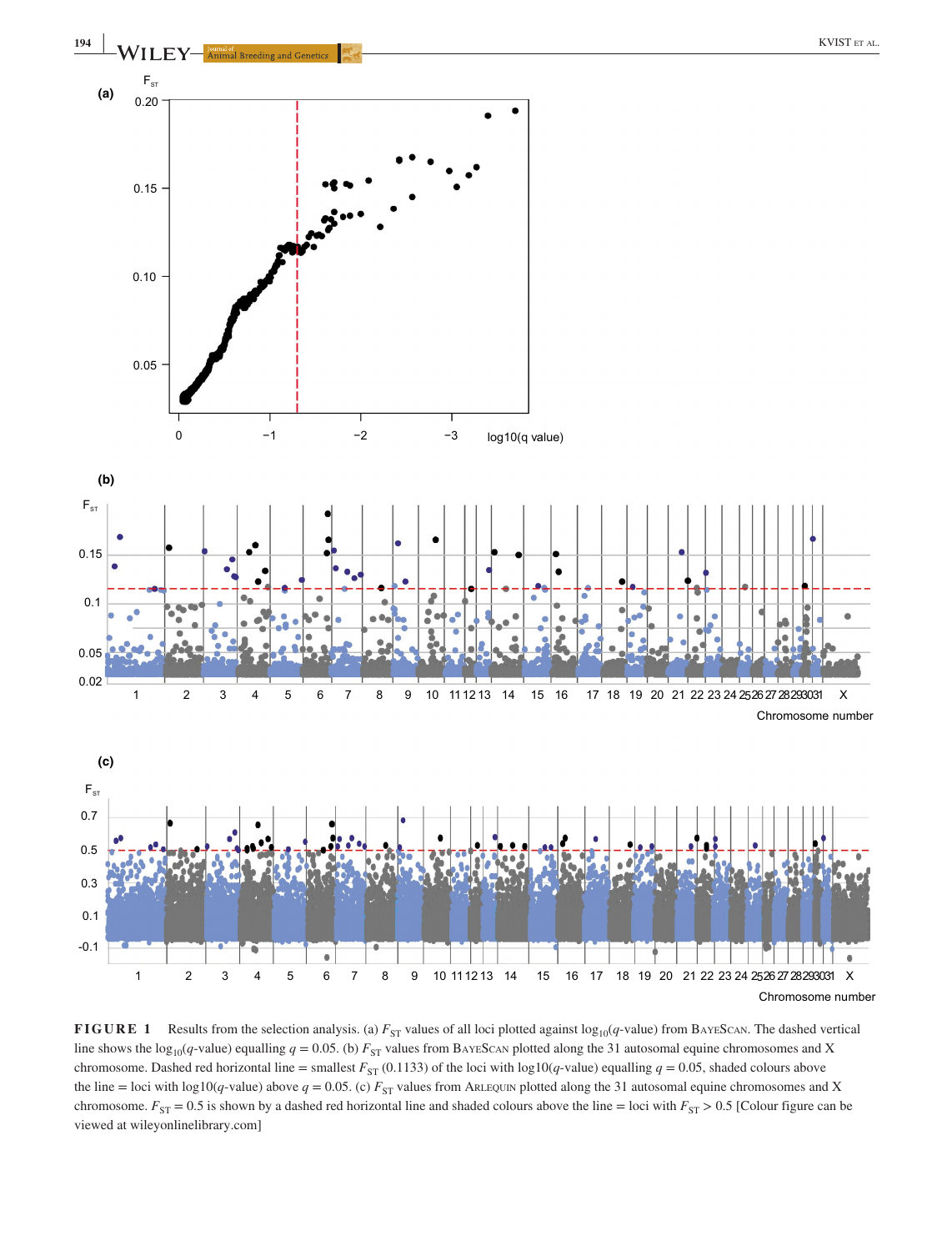**FIGURE 1** Results from the selection analysis. (a) $F_{ST}$ values of all loci plotted against $\log_{10}$($q$-value) from BayeScan. The dashed vertical line shows the $\log_{10}$($q$-value) equalling $q = 0.05$. (b) $F_{ST}$ values from BayeScan plotted along the 31 autosomal equine chromosomes and X chromosome. Dashed red horizontal line = smallest $F_{ST}$ (0.1133) of the loci with log10($q$-value) equalling $q = 0.05$, shaded colours above the line = loci with log10($q$-value) above $q = 0.05$. (c) $F_{ST}$ values from Arlequin plotted along the 31 autosomal equine chromosomes and X chromosome. $F_{ST} = 0.5$ is shown by a dashed red horizontal line and shaded colours above the line = loci with $F_{ST} > 0.5$ [Colour figure can be viewed at wileyonlinelibrary.com]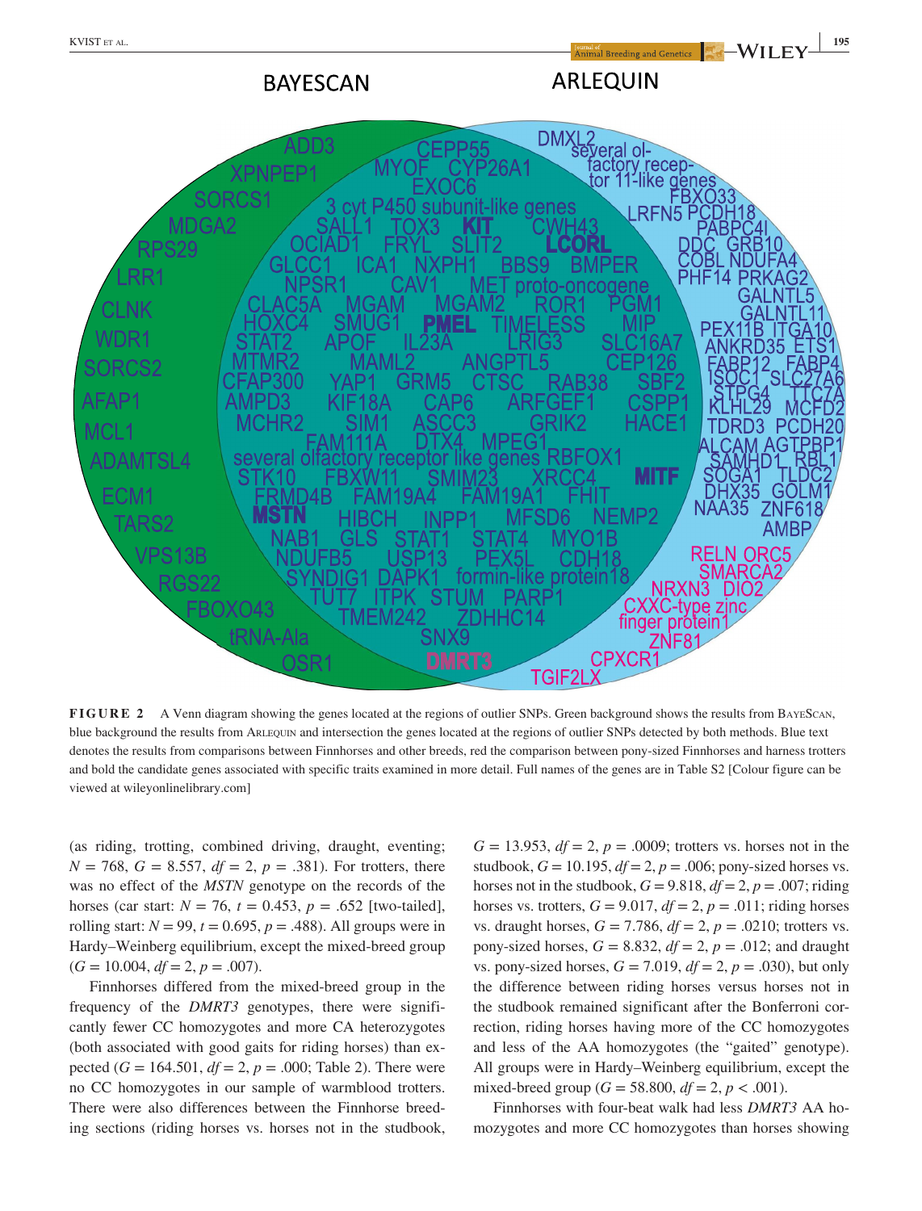**FIGURE 2** A Venn diagram showing the genes located at the regions of outlier SNPs. Green background shows the results from BayeScan, blue background the results from Arlequin and intersection the genes located at the regions of outlier SNPs detected by both methods. Blue text denotes the results from comparisons between Finnhorses and other breeds, red the comparison between pony-sized Finnhorses and harness trotters and bold the candidate genes associated with specific traits examined in more detail. Full names of the genes are in Table S2 [Colour figure can be viewed at wileyonlinelibrary.com]

(as riding, trotting, combined driving, draught, eventing; $N = 768$, $G = 8.557$, $df = 2$, $p = .381$). For trotters, there was no effect of the *MSTN* genotype on the records of the horses (car start: $N = 76$, $t = 0.453$, $p = .652$ [two-tailed], rolling start: $N = 99$, $t = 0.695$, $p = .488$). All groups were in Hardy–Weinberg equilibrium, except the mixed-breed group ($G = 10.004$, $df = 2$, $p = .007$).

Finnhorses differed from the mixed-breed group in the frequency of the *DMRT3* genotypes, there were significantly fewer CC homozygotes and more CA heterozygotes (both associated with good gaits for riding horses) than expected ($G = 164.501$, $df = 2$, $p = .000$; Table 2). There were no CC homozygotes in our sample of warmblood trotters. There were also differences between the Finnhorse breeding sections (riding horses vs. horses not in the studbook, $G = 13.953$, $df = 2$, $p = .0009$; trotters vs. horses not in the studbook, $G = 10.195$, $df = 2$, $p = .006$; pony-sized horses vs. horses not in the studbook, $G = 9.818$, $df = 2$, $p = .007$; riding horses vs. trotters, $G = 9.017$, $df = 2$, $p = .011$; riding horses vs. draught horses, $G = 7.786$, $df = 2$, $p = .0210$; trotters vs. pony-sized horses, $G = 8.832$, $df = 2$, $p = .012$; and draught vs. pony-sized horses, $G = 7.019$, $df = 2$, $p = .030$), but only the difference between riding horses versus horses not in the studbook remained significant after the Bonferroni correction, riding horses having more of the CC homozygotes and less of the AA homozygotes (the "gaited" genotype). All groups were in Hardy–Weinberg equilibrium, except the mixed-breed group ($G = 58.800$, $df = 2$, $p < .001$).

Finnhorses with four-beat walk had less *DMRT3* AA homozygotes and more CC homozygotes than horses showing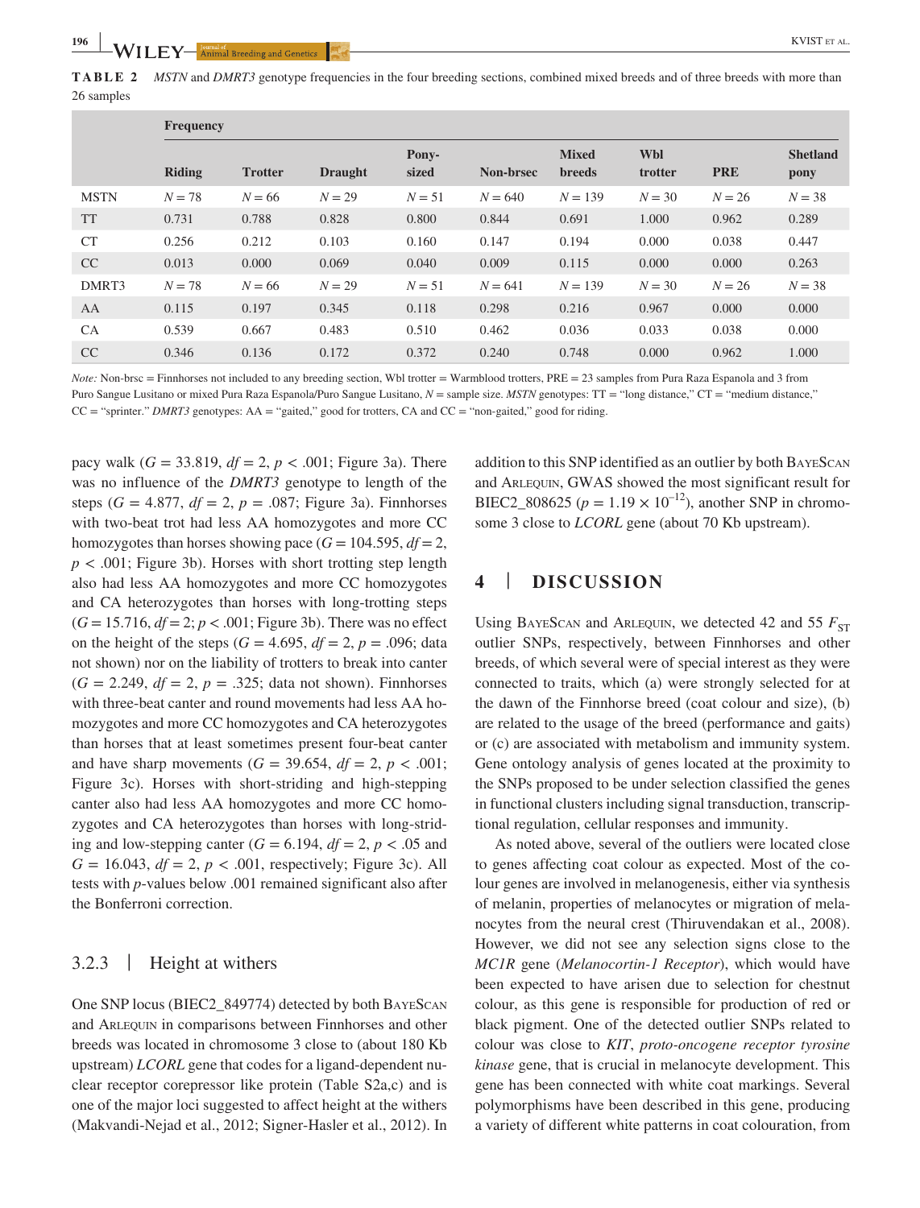**TABLE 2** *MSTN* and *DMRT3* genotype frequencies in the four breeding sections, combined mixed breeds and of three breeds with more than 26 samples

| | Frequency | | | | | | | | |
|---|---|---|---|---|---|---|---|---|---|
| | Riding | Trotter | Draught | Pony-sized | Non-brsc | Mixed breeds | Wbl trotter | PRE | Shetland pony |
| MSTN | $N = 78$ | $N = 66$ | $N = 29$ | $N = 51$ | $N = 640$ | $N = 139$ | $N = 30$ | $N = 26$ | $N = 38$ |
| TT | 0.731 | 0.788 | 0.828 | 0.800 | 0.844 | 0.691 | 1.000 | 0.962 | 0.289 |
| CT | 0.256 | 0.212 | 0.103 | 0.160 | 0.147 | 0.194 | 0.000 | 0.038 | 0.447 |
| CC | 0.013 | 0.000 | 0.069 | 0.040 | 0.009 | 0.115 | 0.000 | 0.000 | 0.263 |
| DMRT3 | $N = 78$ | $N = 66$ | $N = 29$ | $N = 51$ | $N = 641$ | $N = 139$ | $N = 30$ | $N = 26$ | $N = 38$ |
| AA | 0.115 | 0.197 | 0.345 | 0.118 | 0.298 | 0.216 | 0.967 | 0.000 | 0.000 |
| CA | 0.539 | 0.667 | 0.483 | 0.510 | 0.462 | 0.036 | 0.033 | 0.038 | 0.000 |
| CC | 0.346 | 0.136 | 0.172 | 0.372 | 0.240 | 0.748 | 0.000 | 0.962 | 1.000 |

*Note:* Non-brsc = Finnhorses not included to any breeding section, Wbl trotter = Warmblood trotters, PRE = 23 samples from Pura Raza Espanola and 3 from Puro Sangue Lusitano or mixed Pura Raza Espanola/Puro Sangue Lusitano, $N$ = sample size. *MSTN* genotypes: TT = "long distance," CT = "medium distance," CC = "sprinter." *DMRT3* genotypes: AA = "gaited," good for trotters, CA and CC = "non-gaited," good for riding.

pacy walk ($G = 33.819$, $df = 2$, $p < .001$; Figure 3a). There was no influence of the *DMRT3* genotype to length of the steps ($G = 4.877$, $df = 2$, $p = .087$; Figure 3a). Finnhorses with two-beat trot had less AA homozygotes and more CC homozygotes than horses showing pace ($G = 104.595$, $df = 2$, $p < .001$; Figure 3b). Horses with short trotting step length also had less AA homozygotes and more CC homozygotes and CA heterozygotes than horses with long-trotting steps ($G = 15.716$, $df = 2$; $p < .001$; Figure 3b). There was no effect on the height of the steps ($G = 4.695$, $df = 2$, $p = .096$; data not shown) nor on the liability of trotters to break into canter ($G = 2.249$, $df = 2$, $p = .325$; data not shown). Finnhorses with three-beat canter and round movements had less AA homozygotes and more CC homozygotes and CA heterozygotes than horses that at least sometimes present four-beat canter and have sharp movements ($G = 39.654$, $df = 2$, $p < .001$; Figure 3c). Horses with short-striding and high-stepping canter also had less AA homozygotes and more CC homozygotes and CA heterozygotes than horses with long-striding and low-stepping canter ($G = 6.194$, $df = 2$, $p < .05$ and $G = 16.043$, $df = 2$, $p < .001$, respectively; Figure 3c). All tests with $p$-values below .001 remained significant also after the Bonferroni correction.

### 3.2.3 | Height at withers

One SNP locus (BIEC2_849774) detected by both BayeScan and Arlequin in comparisons between Finnhorses and other breeds was located in chromosome 3 close to (about 180 Kb upstream) *LCORL* gene that codes for a ligand-dependent nuclear receptor corepressor like protein (Table S2a,c) and is one of the major loci suggested to affect height at the withers (Makvandi-Nejad et al., 2012; Signer-Hasler et al., 2012). In addition to this SNP identified as an outlier by both BayeScan and Arlequin, GWAS showed the most significant result for BIEC2_808625 ($p = 1.19 \times 10^{-12}$), another SNP in chromosome 3 close to *LCORL* gene (about 70 Kb upstream).

## 4 | DISCUSSION

Using BayeScan and Arlequin, we detected 42 and 55 $F_{ST}$ outlier SNPs, respectively, between Finnhorses and other breeds, of which several were of special interest as they were connected to traits, which (a) were strongly selected for at the dawn of the Finnhorse breed (coat colour and size), (b) are related to the usage of the breed (performance and gaits) or (c) are associated with metabolism and immunity system. Gene ontology analysis of genes located at the proximity to the SNPs proposed to be under selection classified the genes in functional clusters including signal transduction, transcriptional regulation, cellular responses and immunity.

As noted above, several of the outliers were located close to genes affecting coat colour as expected. Most of the colour genes are involved in melanogenesis, either via synthesis of melanin, properties of melanocytes or migration of melanocytes from the neural crest (Thiruvendakan et al., 2008). However, we did not see any selection signs close to the *MC1R* gene (*Melanocortin-1 Receptor*), which would have been expected to have arisen due to selection for chestnut colour, as this gene is responsible for production of red or black pigment. One of the detected outlier SNPs related to colour was close to *KIT*, *proto-oncogene receptor tyrosine kinase* gene, that is crucial in melanocyte development. This gene has been connected with white coat markings. Several polymorphisms have been described in this gene, producing a variety of different white patterns in coat colouration, from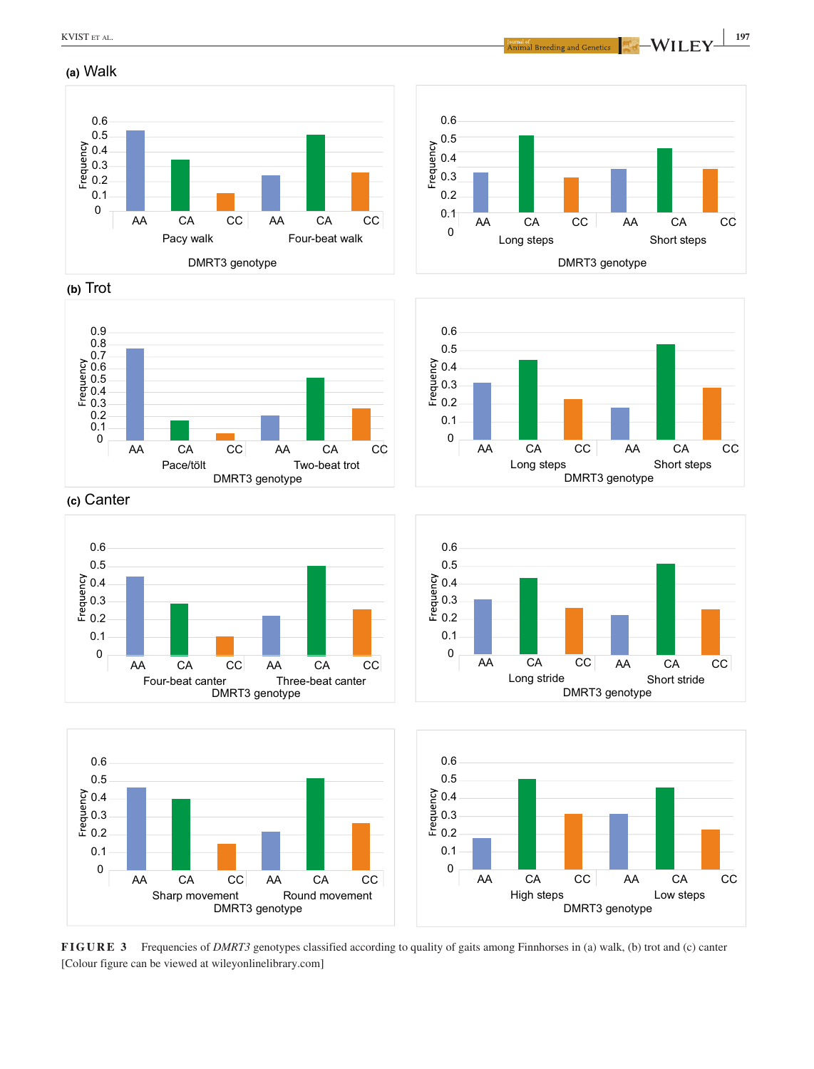**(a)** Walk

**(b)** Trot

**(c)** Canter

**FIGURE 3** Frequencies of *DMRT3* genotypes classified according to quality of gaits among Finnhorses in (a) walk, (b) trot and (c) canter [Colour figure can be viewed at wileyonlinelibrary.com]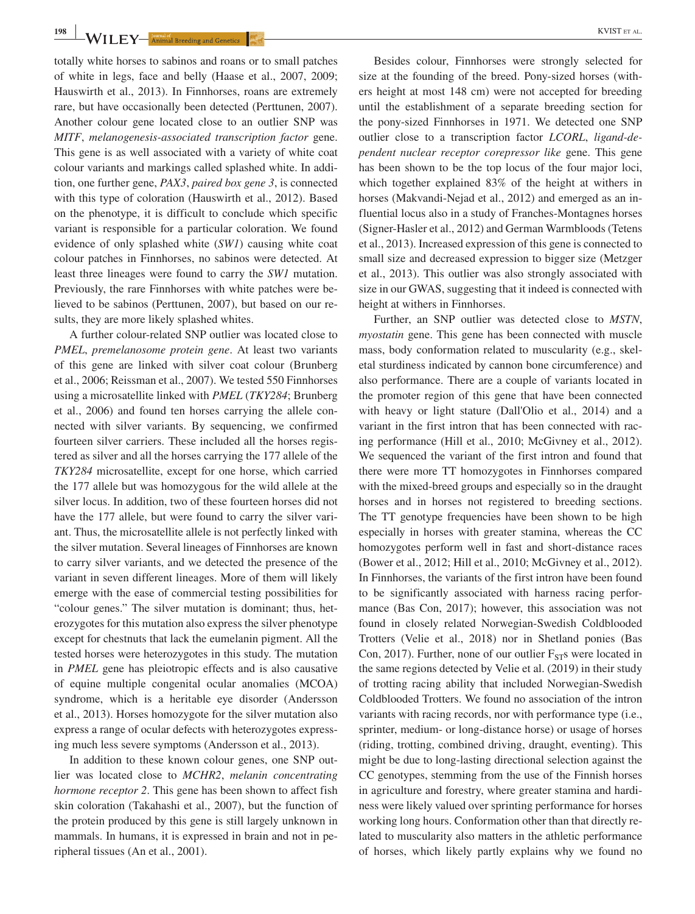totally white horses to sabinos and roans or to small patches of white in legs, face and belly (Haase et al., 2007, 2009; Hauswirth et al., 2013). In Finnhorses, roans are extremely rare, but have occasionally been detected (Perttunen, 2007). Another colour gene located close to an outlier SNP was *MITF*, *melanogenesis-associated transcription factor* gene. This gene is as well associated with a variety of white coat colour variants and markings called splashed white. In addition, one further gene, *PAX3*, *paired box gene 3*, is connected with this type of coloration (Hauswirth et al., 2012). Based on the phenotype, it is difficult to conclude which specific variant is responsible for a particular coloration. We found evidence of only splashed white (*SW1*) causing white coat colour patches in Finnhorses, no sabinos were detected. At least three lineages were found to carry the *SW1* mutation. Previously, the rare Finnhorses with white patches were believed to be sabinos (Perttunen, 2007), but based on our results, they are more likely splashed whites.

A further colour-related SNP outlier was located close to *PMEL*, *premelanosome protein gene*. At least two variants of this gene are linked with silver coat colour (Brunberg et al., 2006; Reissman et al., 2007). We tested 550 Finnhorses using a microsatellite linked with *PMEL* (*TKY284*; Brunberg et al., 2006) and found ten horses carrying the allele connected with silver variants. By sequencing, we confirmed fourteen silver carriers. These included all the horses registered as silver and all the horses carrying the 177 allele of the *TKY284* microsatellite, except for one horse, which carried the 177 allele but was homozygous for the wild allele at the silver locus. In addition, two of these fourteen horses did not have the 177 allele, but were found to carry the silver variant. Thus, the microsatellite allele is not perfectly linked with the silver mutation. Several lineages of Finnhorses are known to carry silver variants, and we detected the presence of the variant in seven different lineages. More of them will likely emerge with the ease of commercial testing possibilities for "colour genes." The silver mutation is dominant; thus, heterozygotes for this mutation also express the silver phenotype except for chestnuts that lack the eumelanin pigment. All the tested horses were heterozygotes in this study. The mutation in *PMEL* gene has pleiotropic effects and is also causative of equine multiple congenital ocular anomalies (MCOA) syndrome, which is a heritable eye disorder (Andersson et al., 2013). Horses homozygote for the silver mutation also express a range of ocular defects with heterozygotes expressing much less severe symptoms (Andersson et al., 2013).

In addition to these known colour genes, one SNP outlier was located close to *MCHR2*, *melanin concentrating hormone receptor 2*. This gene has been shown to affect fish skin coloration (Takahashi et al., 2007), but the function of the protein produced by this gene is still largely unknown in mammals. In humans, it is expressed in brain and not in peripheral tissues (An et al., 2001).

Besides colour, Finnhorses were strongly selected for size at the founding of the breed. Pony-sized horses (withers height at most 148 cm) were not accepted for breeding until the establishment of a separate breeding section for the pony-sized Finnhorses in 1971. We detected one SNP outlier close to a transcription factor *LCORL*, *ligand-dependent nuclear receptor corepressor like* gene. This gene has been shown to be the top locus of the four major loci, which together explained 83% of the height at withers in horses (Makvandi-Nejad et al., 2012) and emerged as an influential locus also in a study of Franches-Montagnes horses (Signer-Hasler et al., 2012) and German Warmbloods (Tetens et al., 2013). Increased expression of this gene is connected to small size and decreased expression to bigger size (Metzger et al., 2013). This outlier was also strongly associated with size in our GWAS, suggesting that it indeed is connected with height at withers in Finnhorses.

Further, an SNP outlier was detected close to *MSTN*, *myostatin* gene. This gene has been connected with muscle mass, body conformation related to muscularity (e.g., skeletal sturdiness indicated by cannon bone circumference) and also performance. There are a couple of variants located in the promoter region of this gene that have been connected with heavy or light stature (Dall'Olio et al., 2014) and a variant in the first intron that has been connected with racing performance (Hill et al., 2010; McGivney et al., 2012). We sequenced the variant of the first intron and found that there were more TT homozygotes in Finnhorses compared with the mixed-breed groups and especially so in the draught horses and in horses not registered to breeding sections. The TT genotype frequencies have been shown to be high especially in horses with greater stamina, whereas the CC homozygotes perform well in fast and short-distance races (Bower et al., 2012; Hill et al., 2010; McGivney et al., 2012). In Finnhorses, the variants of the first intron have been found to be significantly associated with harness racing performance (Bas Con, 2017); however, this association was not found in closely related Norwegian-Swedish Coldblooded Trotters (Velie et al., 2018) nor in Shetland ponies (Bas Con, 2017). Further, none of our outlier $F_{ST}$s were located in the same regions detected by Velie et al. (2019) in their study of trotting racing ability that included Norwegian-Swedish Coldblooded Trotters. We found no association of the intron variants with racing records, nor with performance type (i.e., sprinter, medium- or long-distance horse) or usage of horses (riding, trotting, combined driving, draught, eventing). This might be due to long-lasting directional selection against the CC genotypes, stemming from the use of the Finnish horses in agriculture and forestry, where greater stamina and hardiness were likely valued over sprinting performance for horses working long hours. Conformation other than that directly related to muscularity also matters in the athletic performance of horses, which likely partly explains why we found no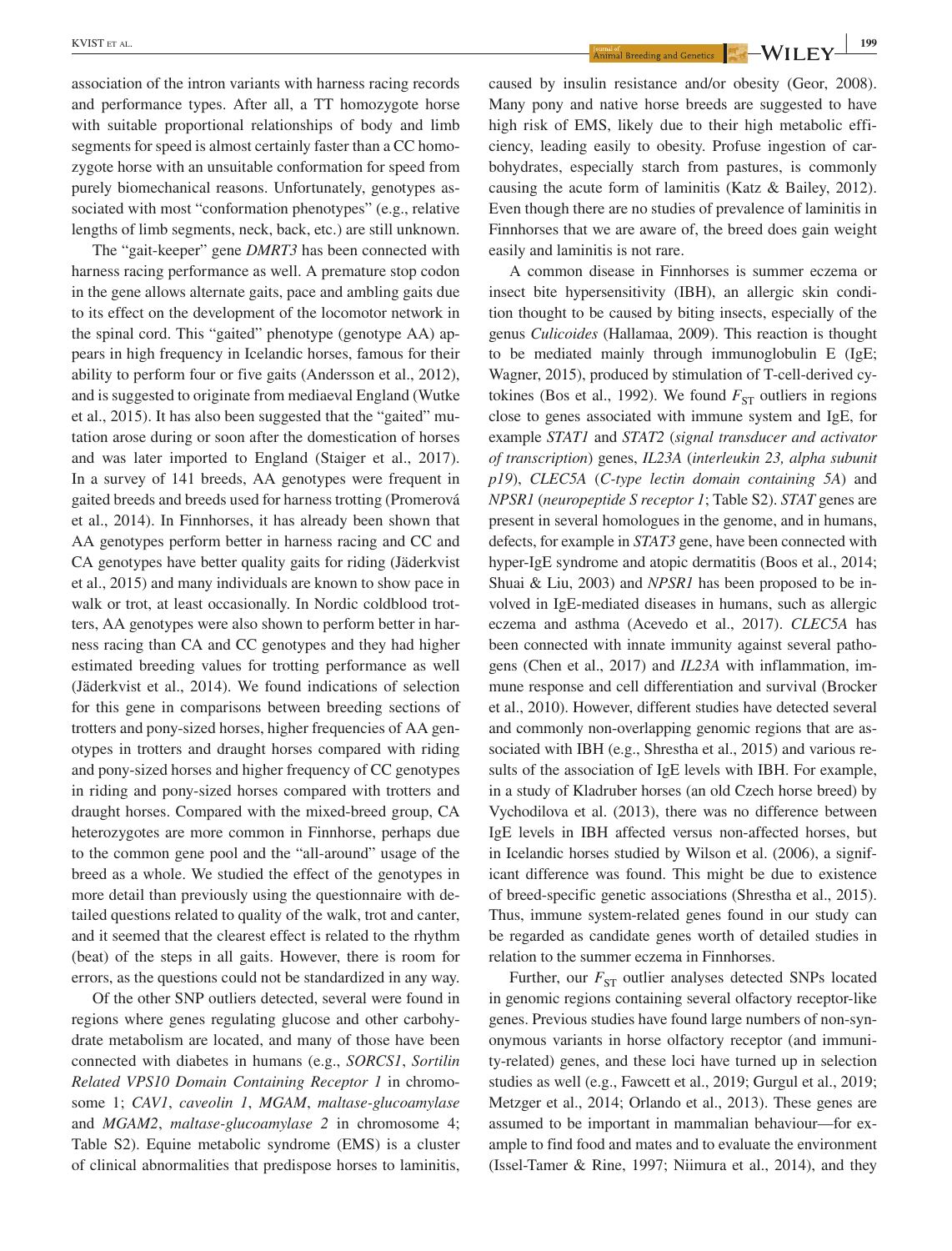association of the intron variants with harness racing records and performance types. After all, a TT homozygote horse with suitable proportional relationships of body and limb segments for speed is almost certainly faster than a CC homozygote horse with an unsuitable conformation for speed from purely biomechanical reasons. Unfortunately, genotypes associated with most "conformation phenotypes" (e.g., relative lengths of limb segments, neck, back, etc.) are still unknown.

The "gait-keeper" gene *DMRT3* has been connected with harness racing performance as well. A premature stop codon in the gene allows alternate gaits, pace and ambling gaits due to its effect on the development of the locomotor network in the spinal cord. This "gaited" phenotype (genotype AA) appears in high frequency in Icelandic horses, famous for their ability to perform four or five gaits (Andersson et al., 2012), and is suggested to originate from mediaeval England (Wutke et al., 2015). It has also been suggested that the "gaited" mutation arose during or soon after the domestication of horses and was later imported to England (Staiger et al., 2017). In a survey of 141 breeds, AA genotypes were frequent in gaited breeds and breeds used for harness trotting (Promerová et al., 2014). In Finnhorses, it has already been shown that AA genotypes perform better in harness racing and CC and CA genotypes have better quality gaits for riding (Jäderkvist et al., 2015) and many individuals are known to show pace in walk or trot, at least occasionally. In Nordic coldblood trotters, AA genotypes were also shown to perform better in harness racing than CA and CC genotypes and they had higher estimated breeding values for trotting performance as well (Jäderkvist et al., 2014). We found indications of selection for this gene in comparisons between breeding sections of trotters and pony-sized horses, higher frequencies of AA genotypes in trotters and draught horses compared with riding and pony-sized horses and higher frequency of CC genotypes in riding and pony-sized horses compared with trotters and draught horses. Compared with the mixed-breed group, CA heterozygotes are more common in Finnhorse, perhaps due to the common gene pool and the "all-around" usage of the breed as a whole. We studied the effect of the genotypes in more detail than previously using the questionnaire with detailed questions related to quality of the walk, trot and canter, and it seemed that the clearest effect is related to the rhythm (beat) of the steps in all gaits. However, there is room for errors, as the questions could not be standardized in any way.

Of the other SNP outliers detected, several were found in regions where genes regulating glucose and other carbohydrate metabolism are located, and many of those have been connected with diabetes in humans (e.g., *SORCS1*, *Sortilin Related VPS10 Domain Containing Receptor 1* in chromosome 1; *CAV1*, *caveolin 1*, *MGAM*, *maltase-glucoamylase* and *MGAM2*, *maltase-glucoamylase 2* in chromosome 4; Table S2). Equine metabolic syndrome (EMS) is a cluster of clinical abnormalities that predispose horses to laminitis, caused by insulin resistance and/or obesity (Geor, 2008). Many pony and native horse breeds are suggested to have high risk of EMS, likely due to their high metabolic efficiency, leading easily to obesity. Profuse ingestion of carbohydrates, especially starch from pastures, is commonly causing the acute form of laminitis (Katz & Bailey, 2012). Even though there are no studies of prevalence of laminitis in Finnhorses that we are aware of, the breed does gain weight easily and laminitis is not rare.

A common disease in Finnhorses is summer eczema or insect bite hypersensitivity (IBH), an allergic skin condition thought to be caused by biting insects, especially of the genus *Culicoides* (Hallamaa, 2009). This reaction is thought to be mediated mainly through immunoglobulin E (IgE; Wagner, 2015), produced by stimulation of T-cell-derived cytokines (Bos et al., 1992). We found $F_{ST}$ outliers in regions close to genes associated with immune system and IgE, for example *STAT1* and *STAT2* (*signal transducer and activator of transcription*) genes, *IL23A* (*interleukin 23, alpha subunit p19*), *CLEC5A* (*C-type lectin domain containing 5A*) and *NPSR1* (*neuropeptide S receptor 1*; Table S2). *STAT* genes are present in several homologues in the genome, and in humans, defects, for example in *STAT3* gene, have been connected with hyper-IgE syndrome and atopic dermatitis (Boos et al., 2014; Shuai & Liu, 2003) and *NPSR1* has been proposed to be involved in IgE-mediated diseases in humans, such as allergic eczema and asthma (Acevedo et al., 2017). *CLEC5A* has been connected with innate immunity against several pathogens (Chen et al., 2017) and *IL23A* with inflammation, immune response and cell differentiation and survival (Brocker et al., 2010). However, different studies have detected several and commonly non-overlapping genomic regions that are associated with IBH (e.g., Shrestha et al., 2015) and various results of the association of IgE levels with IBH. For example, in a study of Kladruber horses (an old Czech horse breed) by Vychodilova et al. (2013), there was no difference between IgE levels in IBH affected versus non-affected horses, but in Icelandic horses studied by Wilson et al. (2006), a significant difference was found. This might be due to existence of breed-specific genetic associations (Shrestha et al., 2015). Thus, immune system-related genes found in our study can be regarded as candidate genes worth of detailed studies in relation to the summer eczema in Finnhorses.

Further, our $F_{ST}$ outlier analyses detected SNPs located in genomic regions containing several olfactory receptor-like genes. Previous studies have found large numbers of non-synonymous variants in horse olfactory receptor (and immunity-related) genes, and these loci have turned up in selection studies as well (e.g., Fawcett et al., 2019; Gurgul et al., 2019; Metzger et al., 2014; Orlando et al., 2013). These genes are assumed to be important in mammalian behaviour—for example to find food and mates and to evaluate the environment (Issel-Tamer & Rine, 1997; Niimura et al., 2014), and they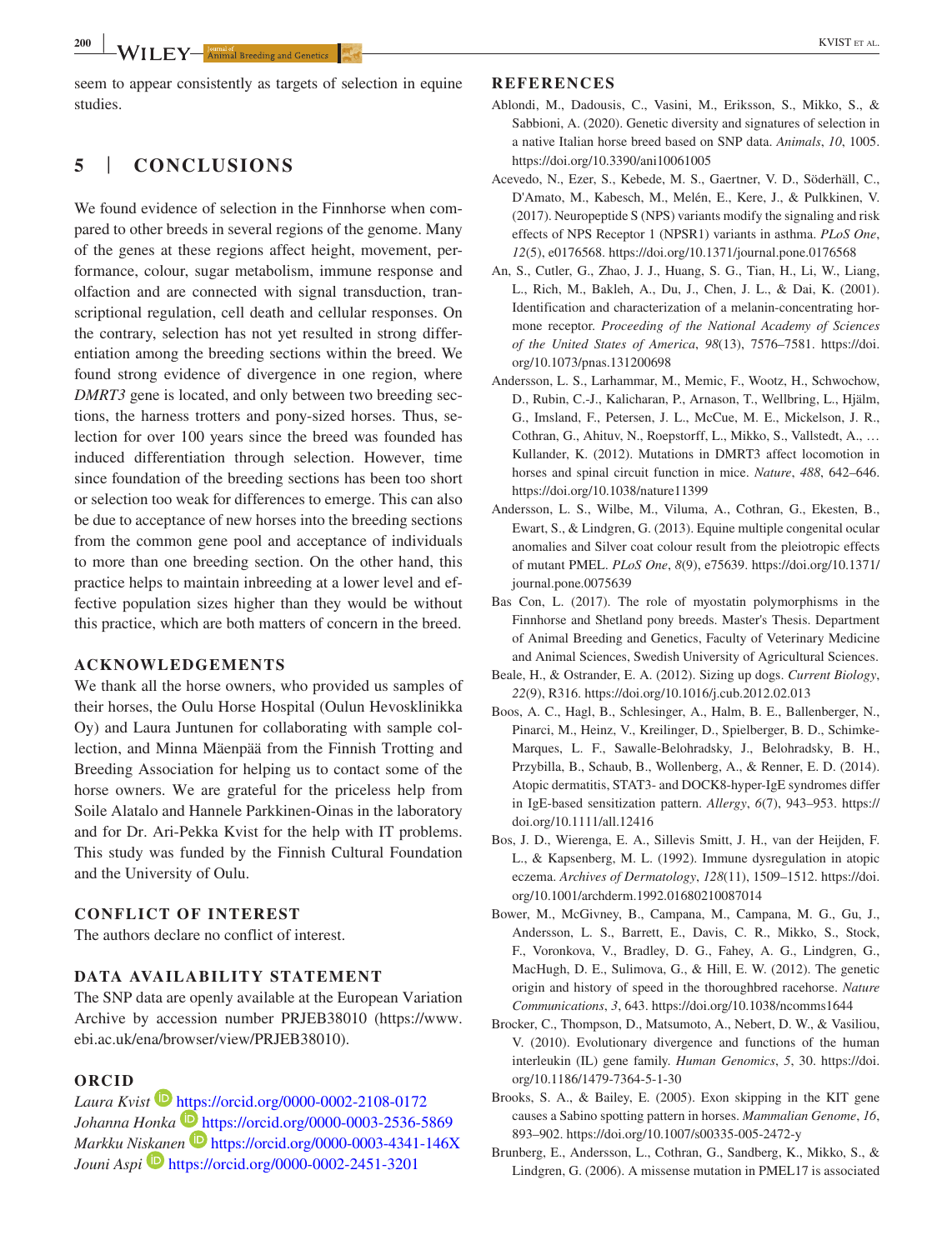seem to appear consistently as targets of selection in equine studies.

## 5 | CONCLUSIONS

We found evidence of selection in the Finnhorse when compared to other breeds in several regions of the genome. Many of the genes at these regions affect height, movement, performance, colour, sugar metabolism, immune response and olfaction and are connected with signal transduction, transcriptional regulation, cell death and cellular responses. On the contrary, selection has not yet resulted in strong differentiation among the breeding sections within the breed. We found strong evidence of divergence in one region, where *DMRT3* gene is located, and only between two breeding sections, the harness trotters and pony-sized horses. Thus, selection for over 100 years since the breed was founded has induced differentiation through selection. However, time since foundation of the breeding sections has been too short or selection too weak for differences to emerge. This can also be due to acceptance of new horses into the breeding sections from the common gene pool and acceptance of individuals to more than one breeding section. On the other hand, this practice helps to maintain inbreeding at a lower level and effective population sizes higher than they would be without this practice, which are both matters of concern in the breed.

### ACKNOWLEDGEMENTS

We thank all the horse owners, who provided us samples of their horses, the Oulu Horse Hospital (Oulun Hevosklinikka Oy) and Laura Juntunen for collaborating with sample collection, and Minna Mäenpää from the Finnish Trotting and Breeding Association for helping us to contact some of the horse owners. We are grateful for the priceless help from Soile Alatalo and Hannele Parkkinen-Oinas in the laboratory and for Dr. Ari-Pekka Kvist for the help with IT problems. This study was funded by the Finnish Cultural Foundation and the University of Oulu.

### CONFLICT OF INTEREST

The authors declare no conflict of interest.

### DATA AVAILABILITY STATEMENT

The SNP data are openly available at the European Variation Archive by accession number PRJEB38010 (https://www.ebi.ac.uk/ena/browser/view/PRJEB38010).

### ORCID

*Laura Kvist* https://orcid.org/0000-0002-2108-0172
*Johanna Honka* https://orcid.org/0000-0003-2536-5869
*Markku Niskanen* https://orcid.org/0000-0003-4341-146X
*Jouni Aspi* https://orcid.org/0000-0002-2451-3201

## REFERENCES

Ablondi, M., Dadousis, C., Vasini, M., Eriksson, S., Mikko, S., & Sabbioni, A. (2020). Genetic diversity and signatures of selection in a native Italian horse breed based on SNP data. *Animals*, *10*, 1005. https://doi.org/10.3390/ani10061005

Acevedo, N., Ezer, S., Kebede, M. S., Gaertner, V. D., Söderhäll, C., D'Amato, M., Kabesch, M., Melén, E., Kere, J., & Pulkkinen, V. (2017). Neuropeptide S (NPS) variants modify the signaling and risk effects of NPS Receptor 1 (NPSR1) variants in asthma. *PLoS One*, *12*(5), e0176568. https://doi.org/10.1371/journal.pone.0176568

An, S., Cutler, G., Zhao, J. J., Huang, S. G., Tian, H., Li, W., Liang, L., Rich, M., Bakleh, A., Du, J., Chen, J. L., & Dai, K. (2001). Identification and characterization of a melanin-concentrating hormone receptor. *Proceeding of the National Academy of Sciences of the United States of America*, *98*(13), 7576–7581. https://doi.org/10.1073/pnas.131200698

Andersson, L. S., Larhammar, M., Memic, F., Wootz, H., Schwochow, D., Rubin, C.-J., Kalicharan, P., Arnason, T., Wellbring, L., Hjälm, G., Imsland, F., Petersen, J. L., McCue, M. E., Mickelson, J. R., Cothran, G., Ahituv, N., Roepstorff, L., Mikko, S., Vallstedt, A., … Kullander, K. (2012). Mutations in DMRT3 affect locomotion in horses and spinal circuit function in mice. *Nature*, *488*, 642–646. https://doi.org/10.1038/nature11399

Andersson, L. S., Wilbe, M., Viluma, A., Cothran, G., Ekesten, B., Ewart, S., & Lindgren, G. (2013). Equine multiple congenital ocular anomalies and Silver coat colour result from the pleiotropic effects of mutant PMEL. *PLoS One*, *8*(9), e75639. https://doi.org/10.1371/journal.pone.0075639

Bas Con, L. (2017). The role of myostatin polymorphisms in the Finnhorse and Shetland pony breeds. Master's Thesis. Department of Animal Breeding and Genetics, Faculty of Veterinary Medicine and Animal Sciences, Swedish University of Agricultural Sciences.

Beale, H., & Ostrander, E. A. (2012). Sizing up dogs. *Current Biology*, *22*(9), R316. https://doi.org/10.1016/j.cub.2012.02.013

Boos, A. C., Hagl, B., Schlesinger, A., Halm, B. E., Ballenberger, N., Pinarci, M., Heinz, V., Kreilinger, D., Spielberger, B. D., Schimke-Marques, L. F., Sawalle-Belohradsky, J., Belohradsky, B. H., Przybilla, B., Schaub, B., Wollenberg, A., & Renner, E. D. (2014). Atopic dermatitis, STAT3- and DOCK8-hyper-IgE syndromes differ in IgE-based sensitization pattern. *Allergy*, *6*(7), 943–953. https://doi.org/10.1111/all.12416

Bos, J. D., Wierenga, E. A., Sillevis Smitt, J. H., van der Heijden, F. L., & Kapsenberg, M. L. (1992). Immune dysregulation in atopic eczema. *Archives of Dermatology*, *128*(11), 1509–1512. https://doi.org/10.1001/archderm.1992.01680210087014

Bower, M., McGivney, B., Campana, M. G., Gu, J., Andersson, L. S., Barrett, E., Davis, C. R., Mikko, S., Stock, F., Voronkova, V., Bradley, D. G., Fahey, A. G., Lindgren, G., MacHugh, D. E., Sulimova, G., & Hill, E. W. (2012). The genetic origin and history of speed in the thoroughbred racehorse. *Nature Communications*, *3*, 643. https://doi.org/10.1038/ncomms1644

Brocker, C., Thompson, D., Matsumoto, A., Nebert, D. W., & Vasiliou, V. (2010). Evolutionary divergence and functions of the human interleukin (IL) gene family. *Human Genomics*, *5*, 30. https://doi.org/10.1186/1479-7364-5-1-30

Brooks, S. A., & Bailey, E. (2005). Exon skipping in the KIT gene causes a Sabino spotting pattern in horses. *Mammalian Genome*, *16*, 893–902. https://doi.org/10.1007/s00335-005-2472-y

Brunberg, E., Andersson, L., Cothran, G., Sandberg, K., Mikko, S., & Lindgren, G. (2006). A missense mutation in PMEL17 is associated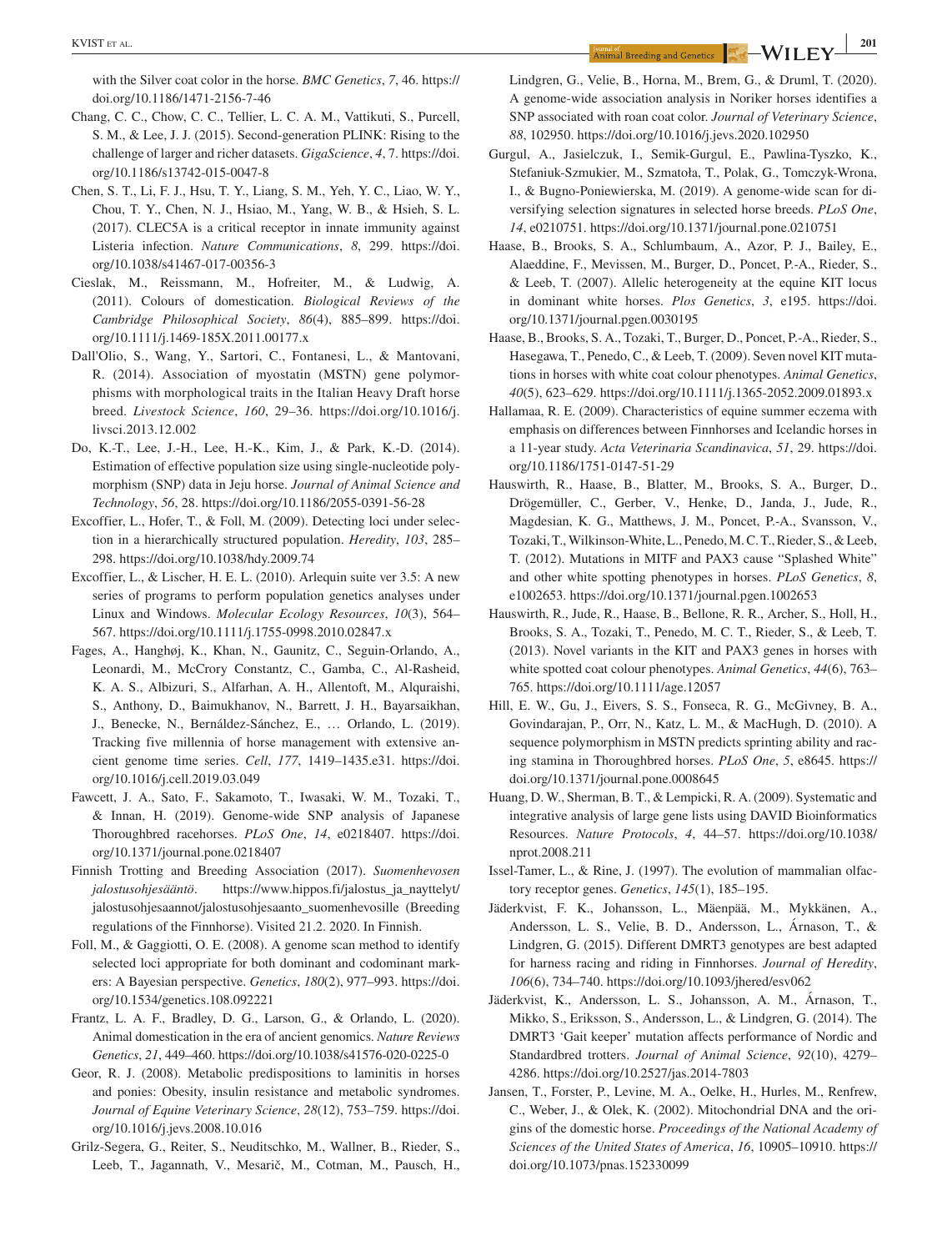with the Silver coat color in the horse. *BMC Genetics*, *7*, 46. https://doi.org/10.1186/1471-2156-7-46

Chang, C. C., Chow, C. C., Tellier, L. C. A. M., Vattikuti, S., Purcell, S. M., & Lee, J. J. (2015). Second-generation PLINK: Rising to the challenge of larger and richer datasets. *GigaScience*, *4*, 7. https://doi.org/10.1186/s13742-015-0047-8

Chen, S. T., Li, F. J., Hsu, T. Y., Liang, S. M., Yeh, Y. C., Liao, W. Y., Chou, T. Y., Chen, N. J., Hsiao, M., Yang, W. B., & Hsieh, S. L. (2017). CLEC5A is a critical receptor in innate immunity against Listeria infection. *Nature Communications*, *8*, 299. https://doi.org/10.1038/s41467-017-00356-3

Cieslak, M., Reissmann, M., Hofreiter, M., & Ludwig, A. (2011). Colours of domestication. *Biological Reviews of the Cambridge Philosophical Society*, *86*(4), 885–899. https://doi.org/10.1111/j.1469-185X.2011.00177.x

Dall'Olio, S., Wang, Y., Sartori, C., Fontanesi, L., & Mantovani, R. (2014). Association of myostatin (MSTN) gene polymorphisms with morphological traits in the Italian Heavy Draft horse breed. *Livestock Science*, *160*, 29–36. https://doi.org/10.1016/j.livsci.2013.12.002

Do, K.-T., Lee, J.-H., Lee, H.-K., Kim, J., & Park, K.-D. (2014). Estimation of effective population size using single-nucleotide polymorphism (SNP) data in Jeju horse. *Journal of Animal Science and Technology*, *56*, 28. https://doi.org/10.1186/2055-0391-56-28

Excoffier, L., Hofer, T., & Foll, M. (2009). Detecting loci under selection in a hierarchically structured population. *Heredity*, *103*, 285–298. https://doi.org/10.1038/hdy.2009.74

Excoffier, L., & Lischer, H. E. L. (2010). Arlequin suite ver 3.5: A new series of programs to perform population genetics analyses under Linux and Windows. *Molecular Ecology Resources*, *10*(3), 564–567. https://doi.org/10.1111/j.1755-0998.2010.02847.x

Fages, A., Hanghøj, K., Khan, N., Gaunitz, C., Seguin-Orlando, A., Leonardi, M., McCrory Constantz, C., Gamba, C., Al-Rasheid, K. A. S., Albizuri, S., Alfarhan, A. H., Allentoft, M., Alquraishi, S., Anthony, D., Baimukhanov, N., Barrett, J. H., Bayarsaikhan, J., Benecke, N., Bernáldez-Sánchez, E., … Orlando, L. (2019). Tracking five millennia of horse management with extensive ancient genome time series. *Cell*, *177*, 1419–1435.e31. https://doi.org/10.1016/j.cell.2019.03.049

Fawcett, J. A., Sato, F., Sakamoto, T., Iwasaki, W. M., Tozaki, T., & Innan, H. (2019). Genome-wide SNP analysis of Japanese Thoroughbred racehorses. *PLoS One*, *14*, e0218407. https://doi.org/10.1371/journal.pone.0218407

Finnish Trotting and Breeding Association (2017). *Suomenhevosen jalostusohjesääntö*. https://www.hippos.fi/jalostus_ja_nayttelyt/jalostusohjesaannot/jalostusohjesaanto_suomenhevosille (Breeding regulations of the Finnhorse). Visited 21.2. 2020. In Finnish.

Foll, M., & Gaggiotti, O. E. (2008). A genome scan method to identify selected loci appropriate for both dominant and codominant markers: A Bayesian perspective. *Genetics*, *180*(2), 977–993. https://doi.org/10.1534/genetics.108.092221

Frantz, L. A. F., Bradley, D. G., Larson, G., & Orlando, L. (2020). Animal domestication in the era of ancient genomics. *Nature Reviews Genetics*, *21*, 449–460. https://doi.org/10.1038/s41576-020-0225-0

Geor, R. J. (2008). Metabolic predispositions to laminitis in horses and ponies: Obesity, insulin resistance and metabolic syndromes. *Journal of Equine Veterinary Science*, *28*(12), 753–759. https://doi.org/10.1016/j.jevs.2008.10.016

Grilz-Segera, G., Reiter, S., Neuditschko, M., Wallner, B., Rieder, S., Leeb, T., Jagannath, V., Mesarič, M., Cotman, M., Pausch, H., Lindgren, G., Velie, B., Horna, M., Brem, G., & Druml, T. (2020). A genome-wide association analysis in Noriker horses identifies a SNP associated with roan coat color. *Journal of Veterinary Science*, *88*, 102950. https://doi.org/10.1016/j.jevs.2020.102950

Gurgul, A., Jasielczuk, I., Semik-Gurgul, E., Pawlina-Tyszko, K., Stefaniuk-Szmukier, M., Szmatoła, T., Polak, G., Tomczyk-Wrona, I., & Bugno-Poniewierska, M. (2019). A genome-wide scan for diversifying selection signatures in selected horse breeds. *PLoS One*, *14*, e0210751. https://doi.org/10.1371/journal.pone.0210751

Haase, B., Brooks, S. A., Schlumbaum, A., Azor, P. J., Bailey, E., Alaeddine, F., Mevissen, M., Burger, D., Poncet, P.-A., Rieder, S., & Leeb, T. (2007). Allelic heterogeneity at the equine KIT locus in dominant white horses. *Plos Genetics*, *3*, e195. https://doi.org/10.1371/journal.pgen.0030195

Haase, B., Brooks, S. A., Tozaki, T., Burger, D., Poncet, P.-A., Rieder, S., Hasegawa, T., Penedo, C., & Leeb, T. (2009). Seven novel KIT mutations in horses with white coat colour phenotypes. *Animal Genetics*, *40*(5), 623–629. https://doi.org/10.1111/j.1365-2052.2009.01893.x

Hallamaa, R. E. (2009). Characteristics of equine summer eczema with emphasis on differences between Finnhorses and Icelandic horses in a 11-year study. *Acta Veterinaria Scandinavica*, *51*, 29. https://doi.org/10.1186/1751-0147-51-29

Hauswirth, R., Haase, B., Blatter, M., Brooks, S. A., Burger, D., Drögemüller, C., Gerber, V., Henke, D., Janda, J., Jude, R., Magdesian, K. G., Matthews, J. M., Poncet, P.-A., Svansson, V., Tozaki, T., Wilkinson-White, L., Penedo, M. C. T., Rieder, S., & Leeb, T. (2012). Mutations in MITF and PAX3 cause "Splashed White" and other white spotting phenotypes in horses. *PLoS Genetics*, *8*, e1002653. https://doi.org/10.1371/journal.pgen.1002653

Hauswirth, R., Jude, R., Haase, B., Bellone, R. R., Archer, S., Holl, H., Brooks, S. A., Tozaki, T., Penedo, M. C. T., Rieder, S., & Leeb, T. (2013). Novel variants in the KIT and PAX3 genes in horses with white spotted coat colour phenotypes. *Animal Genetics*, *44*(6), 763–765. https://doi.org/10.1111/age.12057

Hill, E. W., Gu, J., Eivers, S. S., Fonseca, R. G., McGivney, B. A., Govindarajan, P., Orr, N., Katz, L. M., & MacHugh, D. (2010). A sequence polymorphism in MSTN predicts sprinting ability and racing stamina in Thoroughbred horses. *PLoS One*, *5*, e8645. https://doi.org/10.1371/journal.pone.0008645

Huang, D. W., Sherman, B. T., & Lempicki, R. A. (2009). Systematic and integrative analysis of large gene lists using DAVID Bioinformatics Resources. *Nature Protocols*, *4*, 44–57. https://doi.org/10.1038/nprot.2008.211

Issel-Tamer, L., & Rine, J. (1997). The evolution of mammalian olfactory receptor genes. *Genetics*, *145*(1), 185–195.

Jäderkvist, F. K., Johansson, L., Mäenpää, M., Mykkänen, A., Andersson, L. S., Velie, B. D., Andersson, L., Árnason, T., & Lindgren, G. (2015). Different DMRT3 genotypes are best adapted for harness racing and riding in Finnhorses. *Journal of Heredity*, *106*(6), 734–740. https://doi.org/10.1093/jhered/esv062

Jäderkvist, K., Andersson, L. S., Johansson, A. M., Árnason, T., Mikko, S., Eriksson, S., Andersson, L., & Lindgren, G. (2014). The DMRT3 'Gait keeper' mutation affects performance of Nordic and Standardbred trotters. *Journal of Animal Science*, *92*(10), 4279–4286. https://doi.org/10.2527/jas.2014-7803

Jansen, T., Forster, P., Levine, M. A., Oelke, H., Hurles, M., Renfrew, C., Weber, J., & Olek, K. (2002). Mitochondrial DNA and the origins of the domestic horse. *Proceedings of the National Academy of Sciences of the United States of America*, *16*, 10905–10910. https://doi.org/10.1073/pnas.152330099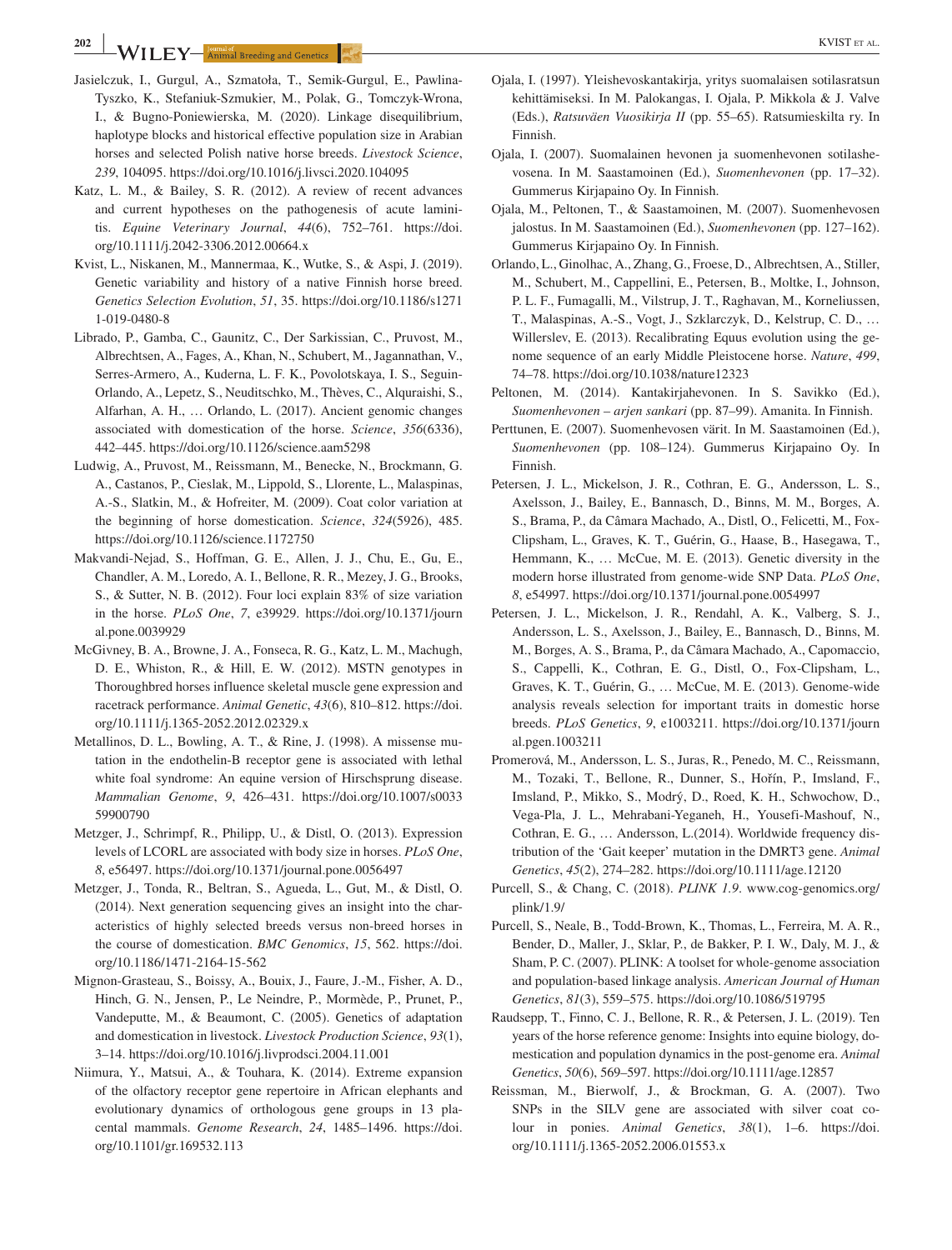Jasielczuk, I., Gurgul, A., Szmatoła, T., Semik-Gurgul, E., Pawlina-Tyszko, K., Stefaniuk-Szmukier, M., Polak, G., Tomczyk-Wrona, I., & Bugno-Poniewierska, M. (2020). Linkage disequilibrium, haplotype blocks and historical effective population size in Arabian horses and selected Polish native horse breeds. *Livestock Science*, *239*, 104095. https://doi.org/10.1016/j.livsci.2020.104095

Katz, L. M., & Bailey, S. R. (2012). A review of recent advances and current hypotheses on the pathogenesis of acute laminitis. *Equine Veterinary Journal*, *44*(6), 752–761. https://doi.org/10.1111/j.2042-3306.2012.00664.x

Kvist, L., Niskanen, M., Mannermaa, K., Wutke, S., & Aspi, J. (2019). Genetic variability and history of a native Finnish horse breed. *Genetics Selection Evolution*, *51*, 35. https://doi.org/10.1186/s12711-019-0480-8

Librado, P., Gamba, C., Gaunitz, C., Der Sarkissian, C., Pruvost, M., Albrechtsen, A., Fages, A., Khan, N., Schubert, M., Jagannathan, V., Serres-Armero, A., Kuderna, L. F. K., Povolotskaya, I. S., Seguin-Orlando, A., Lepetz, S., Neuditschko, M., Thèves, C., Alquraishi, S., Alfarhan, A. H., … Orlando, L. (2017). Ancient genomic changes associated with domestication of the horse. *Science*, *356*(6336), 442–445. https://doi.org/10.1126/science.aam5298

Ludwig, A., Pruvost, M., Reissmann, M., Benecke, N., Brockmann, G. A., Castanos, P., Cieslak, M., Lippold, S., Llorente, L., Malaspinas, A.-S., Slatkin, M., & Hofreiter, M. (2009). Coat color variation at the beginning of horse domestication. *Science*, *324*(5926), 485. https://doi.org/10.1126/science.1172750

Makvandi-Nejad, S., Hoffman, G. E., Allen, J. J., Chu, E., Gu, E., Chandler, A. M., Loredo, A. I., Bellone, R. R., Mezey, J. G., Brooks, S., & Sutter, N. B. (2012). Four loci explain 83% of size variation in the horse. *PLoS One*, *7*, e39929. https://doi.org/10.1371/journal.pone.0039929

McGivney, B. A., Browne, J. A., Fonseca, R. G., Katz, L. M., Machugh, D. E., Whiston, R., & Hill, E. W. (2012). MSTN genotypes in Thoroughbred horses influence skeletal muscle gene expression and racetrack performance. *Animal Genetic*, *43*(6), 810–812. https://doi.org/10.1111/j.1365-2052.2012.02329.x

Metallinos, D. L., Bowling, A. T., & Rine, J. (1998). A missense mutation in the endothelin-B receptor gene is associated with lethal white foal syndrome: An equine version of Hirschsprung disease. *Mammalian Genome*, *9*, 426–431. https://doi.org/10.1007/s003359900790

Metzger, J., Schrimpf, R., Philipp, U., & Distl, O. (2013). Expression levels of LCORL are associated with body size in horses. *PLoS One*, *8*, e56497. https://doi.org/10.1371/journal.pone.0056497

Metzger, J., Tonda, R., Beltran, S., Agueda, L., Gut, M., & Distl, O. (2014). Next generation sequencing gives an insight into the characteristics of highly selected breeds versus non-breed horses in the course of domestication. *BMC Genomics*, *15*, 562. https://doi.org/10.1186/1471-2164-15-562

Mignon-Grasteau, S., Boissy, A., Bouix, J., Faure, J.-M., Fisher, A. D., Hinch, G. N., Jensen, P., Le Neindre, P., Mormède, P., Prunet, P., Vandeputte, M., & Beaumont, C. (2005). Genetics of adaptation and domestication in livestock. *Livestock Production Science*, *93*(1), 3–14. https://doi.org/10.1016/j.livprodsci.2004.11.001

Niimura, Y., Matsui, A., & Touhara, K. (2014). Extreme expansion of the olfactory receptor gene repertoire in African elephants and evolutionary dynamics of orthologous gene groups in 13 placental mammals. *Genome Research*, *24*, 1485–1496. https://doi.org/10.1101/gr.169532.113

Ojala, I. (1997). Yleishevoskantakirja, yritys suomalaisen sotilasratsun kehittämiseksi. In M. Palokangas, I. Ojala, P. Mikkola & J. Valve (Eds.), *Ratsuväen Vuosikirja II* (pp. 55–65). Ratsumieskilta ry. In Finnish.

Ojala, I. (2007). Suomalainen hevonen ja suomenhevonen sotilashevosena. In M. Saastamoinen (Ed.), *Suomenhevonen* (pp. 17–32). Gummerus Kirjapaino Oy. In Finnish.

Ojala, M., Peltonen, T., & Saastamoinen, M. (2007). Suomenhevosen jalostus. In M. Saastamoinen (Ed.), *Suomenhevonen* (pp. 127–162). Gummerus Kirjapaino Oy. In Finnish.

Orlando, L., Ginolhac, A., Zhang, G., Froese, D., Albrechtsen, A., Stiller, M., Schubert, M., Cappellini, E., Petersen, B., Moltke, I., Johnson, P. L. F., Fumagalli, M., Vilstrup, J. T., Raghavan, M., Korneliussen, T., Malaspinas, A.-S., Vogt, J., Szklarczyk, D., Kelstrup, C. D., … Willerslev, E. (2013). Recalibrating Equus evolution using the genome sequence of an early Middle Pleistocene horse. *Nature*, *499*, 74–78. https://doi.org/10.1038/nature12323

Peltonen, M. (2014). Kantakirjahevonen. In S. Savikko (Ed.), *Suomenhevonen – arjen sankari* (pp. 87–99). Amanita. In Finnish.

Perttunen, E. (2007). Suomenhevosen värit. In M. Saastamoinen (Ed.), *Suomenhevonen* (pp. 108–124). Gummerus Kirjapaino Oy. In Finnish.

Petersen, J. L., Mickelson, J. R., Cothran, E. G., Andersson, L. S., Axelsson, J., Bailey, E., Bannasch, D., Binns, M. M., Borges, A. S., Brama, P., da Câmara Machado, A., Distl, O., Felicetti, M., Fox-Clipsham, L., Graves, K. T., Guérin, G., Haase, B., Hasegawa, T., Hemmann, K., … McCue, M. E. (2013). Genetic diversity in the modern horse illustrated from genome-wide SNP Data. *PLoS One*, *8*, e54997. https://doi.org/10.1371/journal.pone.0054997

Petersen, J. L., Mickelson, J. R., Rendahl, A. K., Valberg, S. J., Andersson, L. S., Axelsson, J., Bailey, E., Bannasch, D., Binns, M. M., Borges, A. S., Brama, P., da Câmara Machado, A., Capomaccio, S., Cappelli, K., Cothran, E. G., Distl, O., Fox-Clipsham, L., Graves, K. T., Guérin, G., … McCue, M. E. (2013). Genome-wide analysis reveals selection for important traits in domestic horse breeds. *PLoS Genetics*, *9*, e1003211. https://doi.org/10.1371/journal.pgen.1003211

Promerová, M., Andersson, L. S., Juras, R., Penedo, M. C., Reissmann, M., Tozaki, T., Bellone, R., Dunner, S., Hořín, P., Imsland, F., Imsland, P., Mikko, S., Modrý, D., Roed, K. H., Schwochow, D., Vega-Pla, J. L., Mehrabani-Yeganeh, H., Yousefi-Mashouf, N., Cothran, E. G., … Andersson, L.(2014). Worldwide frequency distribution of the 'Gait keeper' mutation in the DMRT3 gene. *Animal Genetics*, *45*(2), 274–282. https://doi.org/10.1111/age.12120

Purcell, S., & Chang, C. (2018). *PLINK 1.9*. www.cog-genomics.org/plink/1.9/

Purcell, S., Neale, B., Todd-Brown, K., Thomas, L., Ferreira, M. A. R., Bender, D., Maller, J., Sklar, P., de Bakker, P. I. W., Daly, M. J., & Sham, P. C. (2007). PLINK: A toolset for whole-genome association and population-based linkage analysis. *American Journal of Human Genetics*, *81*(3), 559–575. https://doi.org/10.1086/519795

Raudsepp, T., Finno, C. J., Bellone, R. R., & Petersen, J. L. (2019). Ten years of the horse reference genome: Insights into equine biology, domestication and population dynamics in the post-genome era. *Animal Genetics*, *50*(6), 569–597. https://doi.org/10.1111/age.12857

Reissman, M., Bierwolf, J., & Brockman, G. A. (2007). Two SNPs in the SILV gene are associated with silver coat colour in ponies. *Animal Genetics*, *38*(1), 1–6. https://doi.org/10.1111/j.1365-2052.2006.01553.x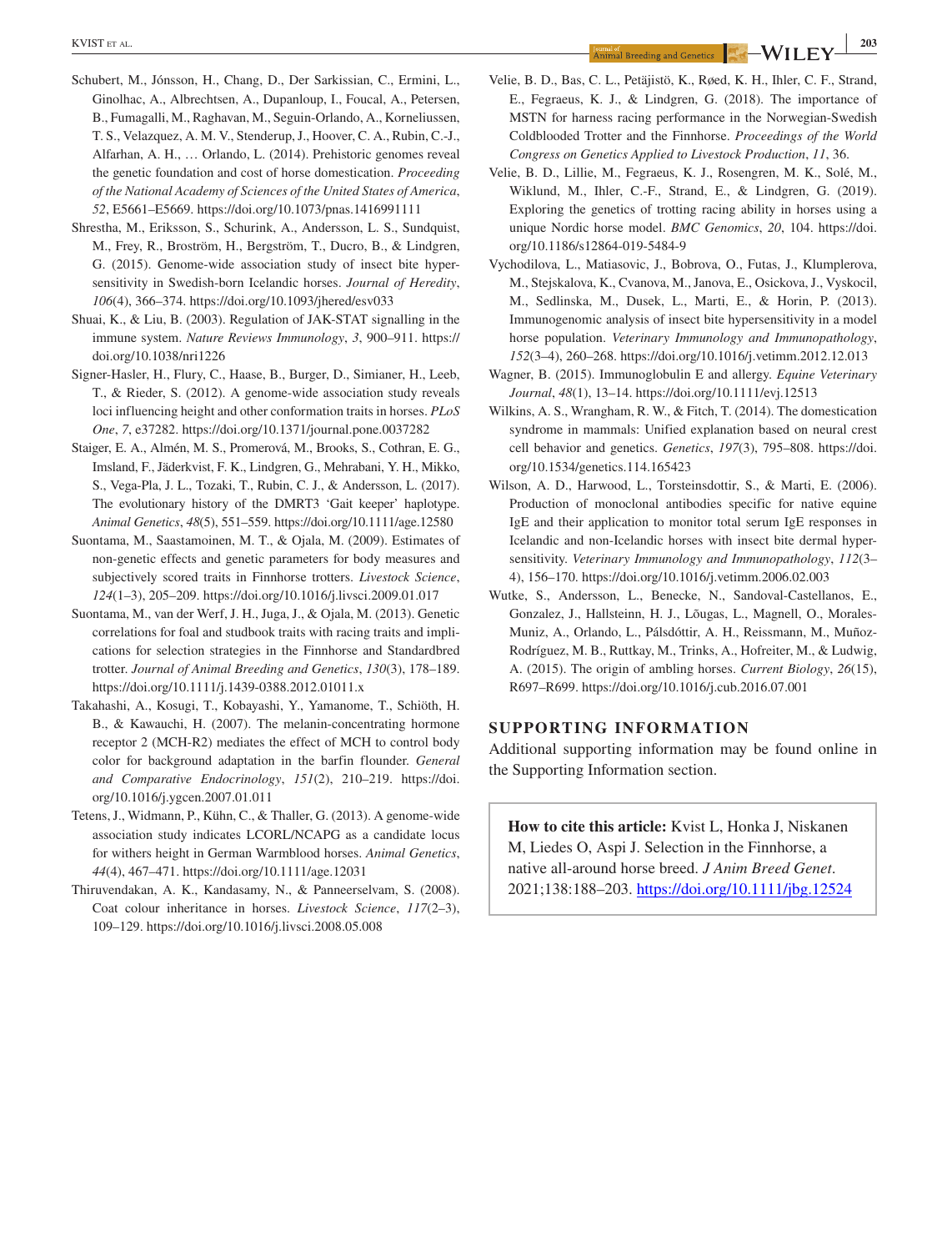Schubert, M., Jónsson, H., Chang, D., Der Sarkissian, C., Ermini, L., Ginolhac, A., Albrechtsen, A., Dupanloup, I., Foucal, A., Petersen, B., Fumagalli, M., Raghavan, M., Seguin-Orlando, A., Korneliussen, T. S., Velazquez, A. M. V., Stenderup, J., Hoover, C. A., Rubin, C.-J., Alfarhan, A. H., … Orlando, L. (2014). Prehistoric genomes reveal the genetic foundation and cost of horse domestication. *Proceeding of the National Academy of Sciences of the United States of America*, *52*, E5661–E5669. https://doi.org/10.1073/pnas.1416991111

Shrestha, M., Eriksson, S., Schurink, A., Andersson, L. S., Sundquist, M., Frey, R., Broström, H., Bergström, T., Ducro, B., & Lindgren, G. (2015). Genome-wide association study of insect bite hypersensitivity in Swedish-born Icelandic horses. *Journal of Heredity*, *106*(4), 366–374. https://doi.org/10.1093/jhered/esv033

Shuai, K., & Liu, B. (2003). Regulation of JAK-STAT signalling in the immune system. *Nature Reviews Immunology*, *3*, 900–911. https://doi.org/10.1038/nri1226

Signer-Hasler, H., Flury, C., Haase, B., Burger, D., Simianer, H., Leeb, T., & Rieder, S. (2012). A genome-wide association study reveals loci influencing height and other conformation traits in horses. *PLoS One*, *7*, e37282. https://doi.org/10.1371/journal.pone.0037282

Staiger, E. A., Almén, M. S., Promerová, M., Brooks, S., Cothran, E. G., Imsland, F., Jäderkvist, F. K., Lindgren, G., Mehrabani, Y. H., Mikko, S., Vega-Pla, J. L., Tozaki, T., Rubin, C. J., & Andersson, L. (2017). The evolutionary history of the DMRT3 'Gait keeper' haplotype. *Animal Genetics*, *48*(5), 551–559. https://doi.org/10.1111/age.12580

Suontama, M., Saastamoinen, M. T., & Ojala, M. (2009). Estimates of non-genetic effects and genetic parameters for body measures and subjectively scored traits in Finnhorse trotters. *Livestock Science*, *124*(1–3), 205–209. https://doi.org/10.1016/j.livsci.2009.01.017

Suontama, M., van der Werf, J. H., Juga, J., & Ojala, M. (2013). Genetic correlations for foal and studbook traits with racing traits and implications for selection strategies in the Finnhorse and Standardbred trotter. *Journal of Animal Breeding and Genetics*, *130*(3), 178–189. https://doi.org/10.1111/j.1439-0388.2012.01011.x

Takahashi, A., Kosugi, T., Kobayashi, Y., Yamanome, T., Schiöth, H. B., & Kawauchi, H. (2007). The melanin-concentrating hormone receptor 2 (MCH-R2) mediates the effect of MCH to control body color for background adaptation in the barfin flounder. *General and Comparative Endocrinology*, *151*(2), 210–219. https://doi.org/10.1016/j.ygcen.2007.01.011

Tetens, J., Widmann, P., Kühn, C., & Thaller, G. (2013). A genome-wide association study indicates LCORL/NCAPG as a candidate locus for withers height in German Warmblood horses. *Animal Genetics*, *44*(4), 467–471. https://doi.org/10.1111/age.12031

Thiruvendakan, A. K., Kandasamy, N., & Panneerselvam, S. (2008). Coat colour inheritance in horses. *Livestock Science*, *117*(2–3), 109–129. https://doi.org/10.1016/j.livsci.2008.05.008

Velie, B. D., Bas, C. L., Petäjistö, K., Røed, K. H., Ihler, C. F., Strand, E., Fegraeus, K. J., & Lindgren, G. (2018). The importance of MSTN for harness racing performance in the Norwegian-Swedish Coldblooded Trotter and the Finnhorse. *Proceedings of the World Congress on Genetics Applied to Livestock Production*, *11*, 36.

Velie, B. D., Lillie, M., Fegraeus, K. J., Rosengren, M. K., Solé, M., Wiklund, M., Ihler, C.-F., Strand, E., & Lindgren, G. (2019). Exploring the genetics of trotting racing ability in horses using a unique Nordic horse model. *BMC Genomics*, *20*, 104. https://doi.org/10.1186/s12864-019-5484-9

Vychodilova, L., Matiasovic, J., Bobrova, O., Futas, J., Klumplerova, M., Stejskalova, K., Cvanova, M., Janova, E., Osickova, J., Vyskocil, M., Sedlinska, M., Dusek, L., Marti, E., & Horin, P. (2013). Immunogenomic analysis of insect bite hypersensitivity in a model horse population. *Veterinary Immunology and Immunopathology*, *152*(3–4), 260–268. https://doi.org/10.1016/j.vetimm.2012.12.013

Wagner, B. (2015). Immunoglobulin E and allergy. *Equine Veterinary Journal*, *48*(1), 13–14. https://doi.org/10.1111/evj.12513

Wilkins, A. S., Wrangham, R. W., & Fitch, T. (2014). The domestication syndrome in mammals: Unified explanation based on neural crest cell behavior and genetics. *Genetics*, *197*(3), 795–808. https://doi.org/10.1534/genetics.114.165423

Wilson, A. D., Harwood, L., Torsteinsdottir, S., & Marti, E. (2006). Production of monoclonal antibodies specific for native equine IgE and their application to monitor total serum IgE responses in Icelandic and non-Icelandic horses with insect bite dermal hypersensitivity. *Veterinary Immunology and Immunopathology*, *112*(3–4), 156–170. https://doi.org/10.1016/j.vetimm.2006.02.003

Wutke, S., Andersson, L., Benecke, N., Sandoval-Castellanos, E., Gonzalez, J., Hallsteinn, H. J., Lõugas, L., Magnell, O., Morales-Muniz, A., Orlando, L., Pálsdóttir, A. H., Reissmann, M., Muñoz-Rodríguez, M. B., Ruttkay, M., Trinks, A., Hofreiter, M., & Ludwig, A. (2015). The origin of ambling horses. *Current Biology*, *26*(15), R697–R699. https://doi.org/10.1016/j.cub.2016.07.001

## SUPPORTING INFORMATION

Additional supporting information may be found online in the Supporting Information section.

**How to cite this article:** Kvist L, Honka J, Niskanen M, Liedes O, Aspi J. Selection in the Finnhorse, a native all-around horse breed. *J Anim Breed Genet*. 2021;138:188–203. https://doi.org/10.1111/jbg.12524